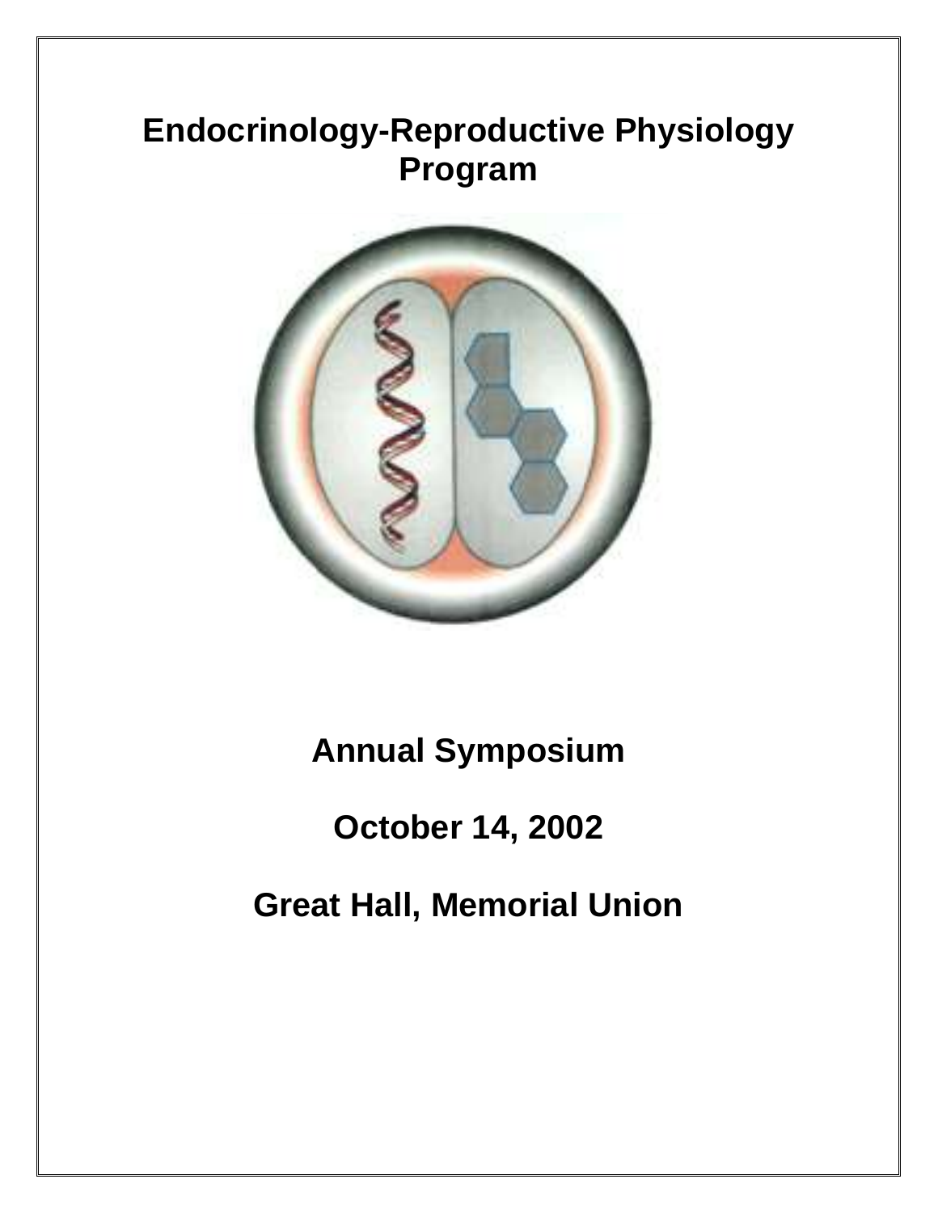# Endocrinology-Reproductive Physiology Program

## Annual Symposium

## October 14, 2002

## Great Hall, Memorial Union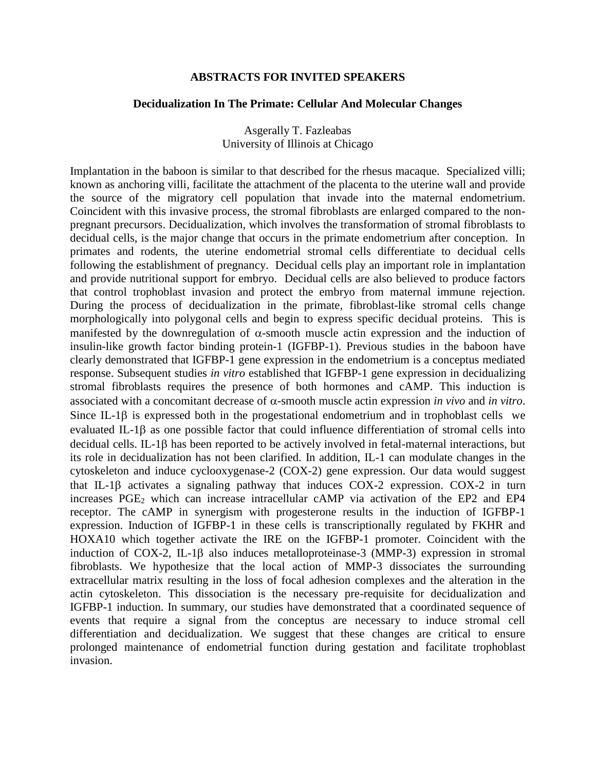# ABSTRACTS FOR INVITED SPEAKERS

## Decidualization In The Primate: Cellular And Molecular Changes

Asgerally T. Fazleabas
University of Illinois at Chicago

Implantation in the baboon is similar to that described for the rhesus macaque. Specialized villi; known as anchoring villi, facilitate the attachment of the placenta to the uterine wall and provide the source of the migratory cell population that invade into the maternal endometrium. Coincident with this invasive process, the stromal fibroblasts are enlarged compared to the non-pregnant precursors. Decidualization, which involves the transformation of stromal fibroblasts to decidual cells, is the major change that occurs in the primate endometrium after conception. In primates and rodents, the uterine endometrial stromal cells differentiate to decidual cells following the establishment of pregnancy. Decidual cells play an important role in implantation and provide nutritional support for embryo. Decidual cells are also believed to produce factors that control trophoblast invasion and protect the embryo from maternal immune rejection. During the process of decidualization in the primate, fibroblast-like stromal cells change morphologically into polygonal cells and begin to express specific decidual proteins. This is manifested by the downregulation of $\alpha$-smooth muscle actin expression and the induction of insulin-like growth factor binding protein-1 (IGFBP-1). Previous studies in the baboon have clearly demonstrated that IGFBP-1 gene expression in the endometrium is a conceptus mediated response. Subsequent studies *in vitro* established that IGFBP-1 gene expression in decidualizing stromal fibroblasts requires the presence of both hormones and cAMP. This induction is associated with a concomitant decrease of $\alpha$-smooth muscle actin expression *in vivo* and *in vitro*. Since IL-1$\beta$ is expressed both in the progestational endometrium and in trophoblast cells we evaluated IL-1$\beta$ as one possible factor that could influence differentiation of stromal cells into decidual cells. IL-1$\beta$ has been reported to be actively involved in fetal-maternal interactions, but its role in decidualization has not been clarified. In addition, IL-1 can modulate changes in the cytoskeleton and induce cyclooxygenase-2 (COX-2) gene expression. Our data would suggest that IL-1$\beta$ activates a signaling pathway that induces COX-2 expression. COX-2 in turn increases $PGE_2$ which can increase intracellular cAMP via activation of the EP2 and EP4 receptor. The cAMP in synergism with progesterone results in the induction of IGFBP-1 expression. Induction of IGFBP-1 in these cells is transcriptionally regulated by FKHR and HOXA10 which together activate the IRE on the IGFBP-1 promoter. Coincident with the induction of COX-2, IL-1$\beta$ also induces metalloproteinase-3 (MMP-3) expression in stromal fibroblasts. We hypothesize that the local action of MMP-3 dissociates the surrounding extracellular matrix resulting in the loss of focal adhesion complexes and the alteration in the actin cytoskeleton. This dissociation is the necessary pre-requisite for decidualization and IGFBP-1 induction. In summary, our studies have demonstrated that a coordinated sequence of events that require a signal from the conceptus are necessary to induce stromal cell differentiation and decidualization. We suggest that these changes are critical to ensure prolonged maintenance of endometrial function during gestation and facilitate trophoblast invasion.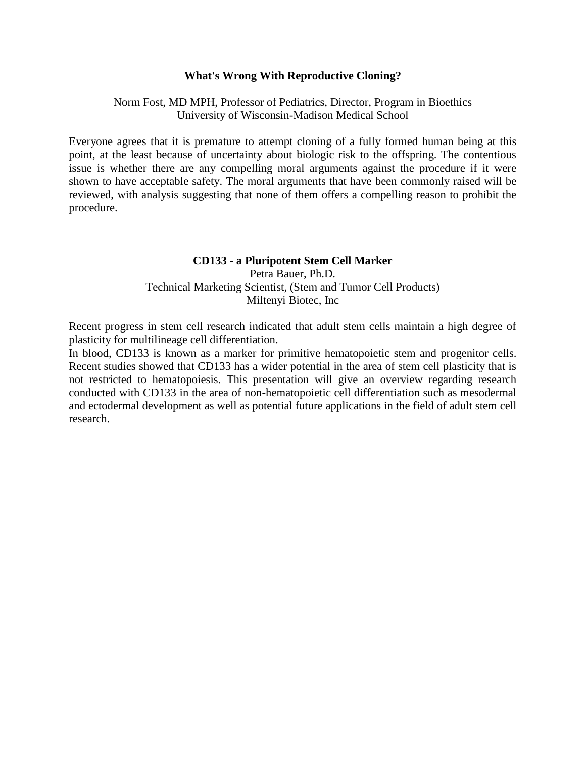## What's Wrong With Reproductive Cloning?

Norm Fost, MD MPH, Professor of Pediatrics, Director, Program in Bioethics
University of Wisconsin-Madison Medical School

Everyone agrees that it is premature to attempt cloning of a fully formed human being at this point, at the least because of uncertainty about biologic risk to the offspring. The contentious issue is whether there are any compelling moral arguments against the procedure if it were shown to have acceptable safety. The moral arguments that have been commonly raised will be reviewed, with analysis suggesting that none of them offers a compelling reason to prohibit the procedure.

## CD133 - a Pluripotent Stem Cell Marker

Petra Bauer, Ph.D.
Technical Marketing Scientist, (Stem and Tumor Cell Products)
Miltenyi Biotec, Inc

Recent progress in stem cell research indicated that adult stem cells maintain a high degree of plasticity for multilineage cell differentiation.
In blood, CD133 is known as a marker for primitive hematopoietic stem and progenitor cells. Recent studies showed that CD133 has a wider potential in the area of stem cell plasticity that is not restricted to hematopoiesis. This presentation will give an overview regarding research conducted with CD133 in the area of non-hematopoietic cell differentiation such as mesodermal and ectodermal development as well as potential future applications in the field of adult stem cell research.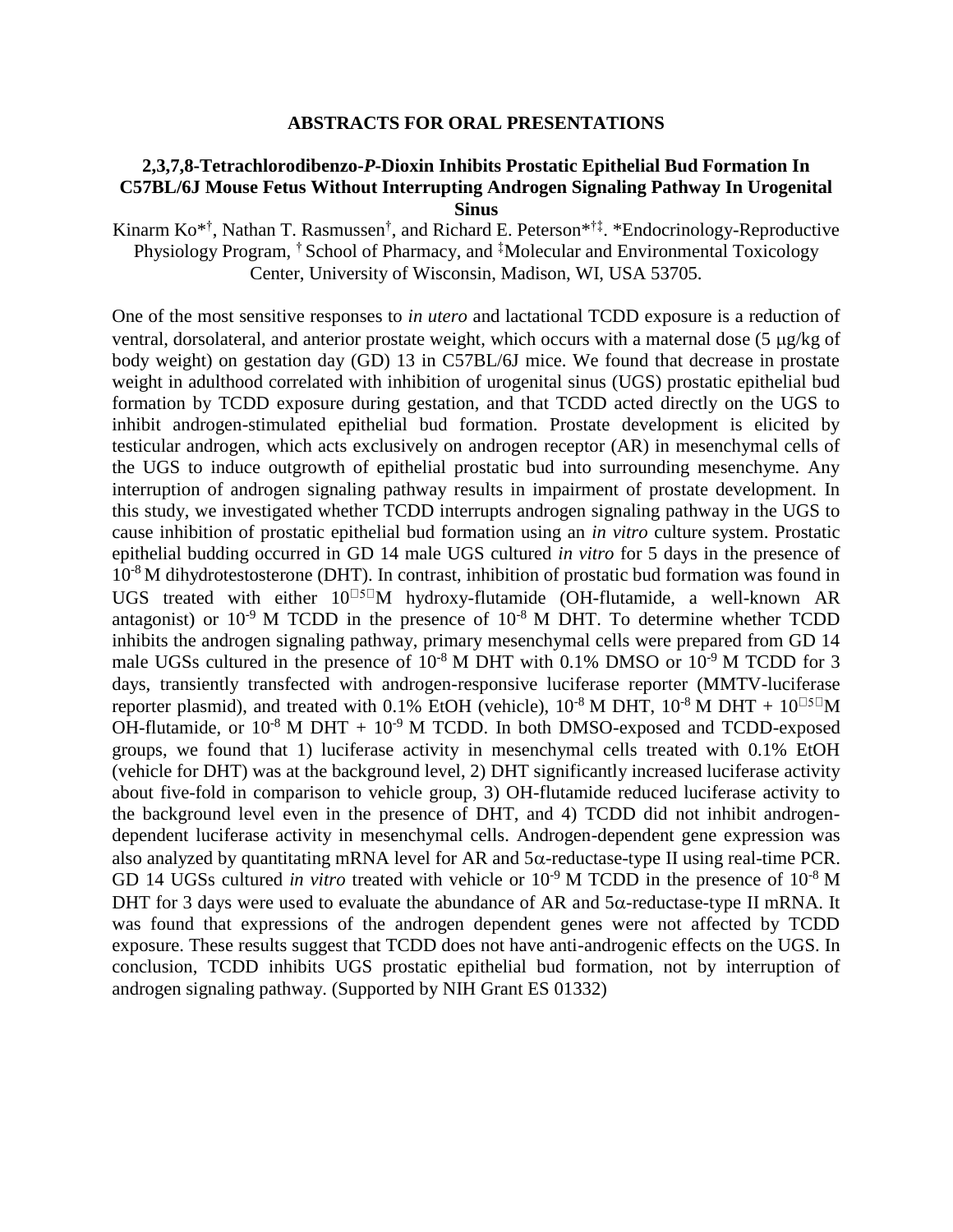## ABSTRACTS FOR ORAL PRESENTATIONS

### 2,3,7,8-Tetrachlorodibenzo-*P*-Dioxin Inhibits Prostatic Epithelial Bud Formation In C57BL/6J Mouse Fetus Without Interrupting Androgen Signaling Pathway In Urogenital Sinus

Kinarm Ko[*†], Nathan T. Rasmussen[†], and Richard E. Peterson[*†‡]. [*]Endocrinology-Reproductive Physiology Program, [†] School of Pharmacy, and [‡]Molecular and Environmental Toxicology Center, University of Wisconsin, Madison, WI, USA 53705.

One of the most sensitive responses to *in utero* and lactational TCDD exposure is a reduction of ventral, dorsolateral, and anterior prostate weight, which occurs with a maternal dose (5 μg/kg of body weight) on gestation day (GD) 13 in C57BL/6J mice. We found that decrease in prostate weight in adulthood correlated with inhibition of urogenital sinus (UGS) prostatic epithelial bud formation by TCDD exposure during gestation, and that TCDD acted directly on the UGS to inhibit androgen-stimulated epithelial bud formation. Prostate development is elicited by testicular androgen, which acts exclusively on androgen receptor (AR) in mesenchymal cells of the UGS to induce outgrowth of epithelial prostatic bud into surrounding mesenchyme. Any interruption of androgen signaling pathway results in impairment of prostate development. In this study, we investigated whether TCDD interrupts androgen signaling pathway in the UGS to cause inhibition of prostatic epithelial bud formation using an *in vitro* culture system. Prostatic epithelial budding occurred in GD 14 male UGS cultured *in vitro* for 5 days in the presence of $10^{-8}$ M dihydrotestosterone (DHT). In contrast, inhibition of prostatic bud formation was found in UGS treated with either $10^{-5}$ M hydroxy-flutamide (OH-flutamide, a well-known AR antagonist) or $10^{-9}$ M TCDD in the presence of $10^{-8}$ M DHT. To determine whether TCDD inhibits the androgen signaling pathway, primary mesenchymal cells were prepared from GD 14 male UGSs cultured in the presence of $10^{-8}$ M DHT with 0.1% DMSO or $10^{-9}$ M TCDD for 3 days, transiently transfected with androgen-responsive luciferase reporter (MMTV-luciferase reporter plasmid), and treated with 0.1% EtOH (vehicle), $10^{-8}$ M DHT, $10^{-8}$ M DHT + $10^{-5}$ M OH-flutamide, or $10^{-8}$ M DHT + $10^{-9}$ M TCDD. In both DMSO-exposed and TCDD-exposed groups, we found that 1) luciferase activity in mesenchymal cells treated with 0.1% EtOH (vehicle for DHT) was at the background level, 2) DHT significantly increased luciferase activity about five-fold in comparison to vehicle group, 3) OH-flutamide reduced luciferase activity to the background level even in the presence of DHT, and 4) TCDD did not inhibit androgen-dependent luciferase activity in mesenchymal cells. Androgen-dependent gene expression was also analyzed by quantitating mRNA level for AR and 5α-reductase-type II using real-time PCR. GD 14 UGSs cultured *in vitro* treated with vehicle or $10^{-9}$ M TCDD in the presence of $10^{-8}$ M DHT for 3 days were used to evaluate the abundance of AR and 5α-reductase-type II mRNA. It was found that expressions of the androgen dependent genes were not affected by TCDD exposure. These results suggest that TCDD does not have anti-androgenic effects on the UGS. In conclusion, TCDD inhibits UGS prostatic epithelial bud formation, not by interruption of androgen signaling pathway. (Supported by NIH Grant ES 01332)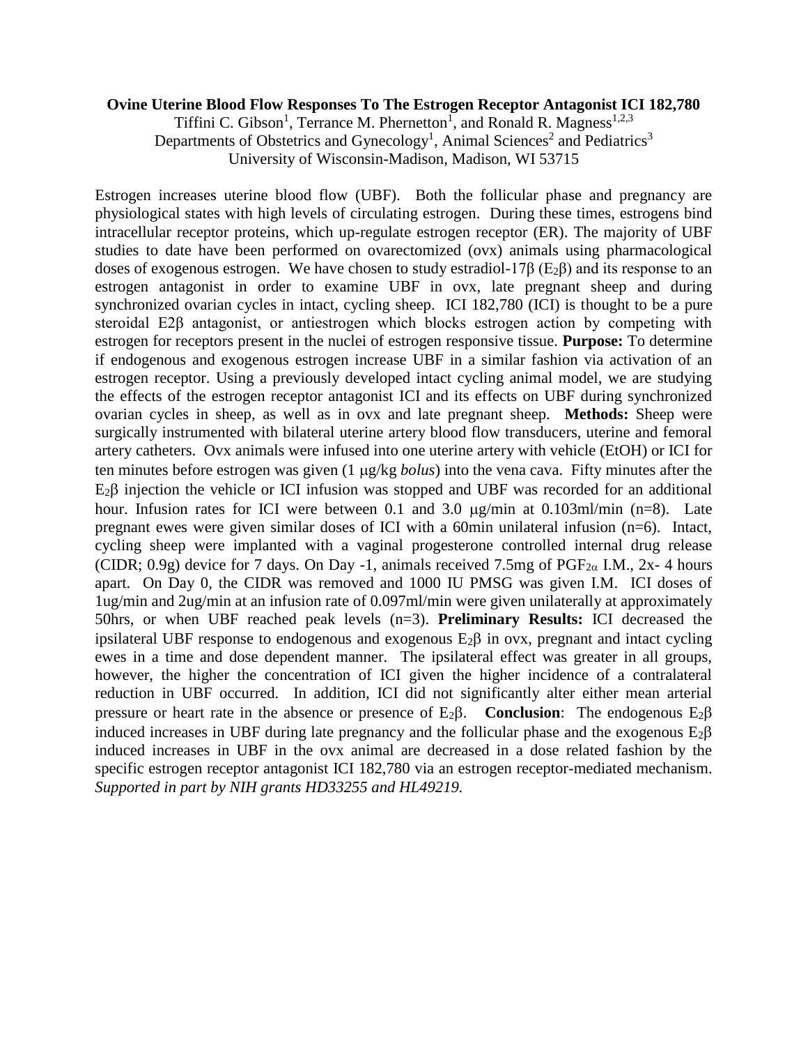**Ovine Uterine Blood Flow Responses To The Estrogen Receptor Antagonist ICI 182,780**

Tiffini C. Gibson[1], Terrance M. Phernetton[1], and Ronald R. Magness[1,2,3]
Departments of Obstetrics and Gynecology[1], Animal Sciences[2] and Pediatrics[3]
University of Wisconsin-Madison, Madison, WI 53715

Estrogen increases uterine blood flow (UBF). Both the follicular phase and pregnancy are physiological states with high levels of circulating estrogen. During these times, estrogens bind intracellular receptor proteins, which up-regulate estrogen receptor (ER). The majority of UBF studies to date have been performed on ovarectomized (ovx) animals using pharmacological doses of exogenous estrogen. We have chosen to study estradiol-17β ($E_2\beta$) and its response to an estrogen antagonist in order to examine UBF in ovx, late pregnant sheep and during synchronized ovarian cycles in intact, cycling sheep. ICI 182,780 (ICI) is thought to be a pure steroidal E2β antagonist, or antiestrogen which blocks estrogen action by competing with estrogen for receptors present in the nuclei of estrogen responsive tissue. **Purpose:** To determine if endogenous and exogenous estrogen increase UBF in a similar fashion via activation of an estrogen receptor. Using a previously developed intact cycling animal model, we are studying the effects of the estrogen receptor antagonist ICI and its effects on UBF during synchronized ovarian cycles in sheep, as well as in ovx and late pregnant sheep. **Methods:** Sheep were surgically instrumented with bilateral uterine artery blood flow transducers, uterine and femoral artery catheters. Ovx animals were infused into one uterine artery with vehicle (EtOH) or ICI for ten minutes before estrogen was given (1 μg/kg *bolus*) into the vena cava. Fifty minutes after the $E_2\beta$ injection the vehicle or ICI infusion was stopped and UBF was recorded for an additional hour. Infusion rates for ICI were between 0.1 and 3.0 μg/min at 0.103ml/min (n=8). Late pregnant ewes were given similar doses of ICI with a 60min unilateral infusion (n=6). Intact, cycling sheep were implanted with a vaginal progesterone controlled internal drug release (CIDR; 0.9g) device for 7 days. On Day -1, animals received 7.5mg of $PGF_{2\alpha}$ I.M., 2x- 4 hours apart. On Day 0, the CIDR was removed and 1000 IU PMSG was given I.M. ICI doses of 1ug/min and 2ug/min at an infusion rate of 0.097ml/min were given unilaterally at approximately 50hrs, or when UBF reached peak levels (n=3). **Preliminary Results:** ICI decreased the ipsilateral UBF response to endogenous and exogenous $E_2\beta$ in ovx, pregnant and intact cycling ewes in a time and dose dependent manner. The ipsilateral effect was greater in all groups, however, the higher the concentration of ICI given the higher incidence of a contralateral reduction in UBF occurred. In addition, ICI did not significantly alter either mean arterial pressure or heart rate in the absence or presence of $E_2\beta$. **Conclusion**: The endogenous $E_2\beta$ induced increases in UBF during late pregnancy and the follicular phase and the exogenous $E_2\beta$ induced increases in UBF in the ovx animal are decreased in a dose related fashion by the specific estrogen receptor antagonist ICI 182,780 via an estrogen receptor-mediated mechanism. *Supported in part by NIH grants HD33255 and HL49219.*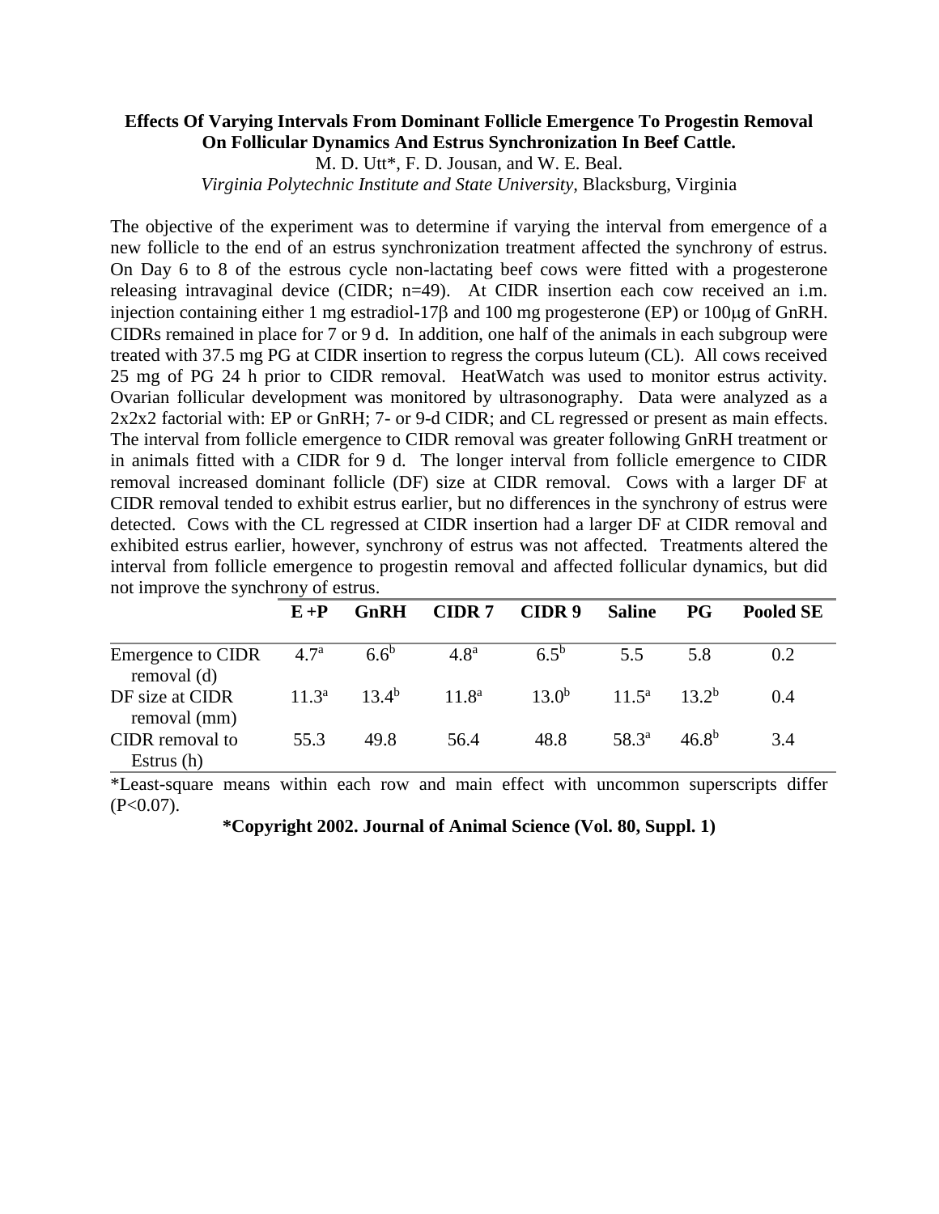**Effects Of Varying Intervals From Dominant Follicle Emergence To Progestin Removal On Follicular Dynamics And Estrus Synchronization In Beef Cattle.**

M. D. Utt*, F. D. Jousan, and W. E. Beal.

*Virginia Polytechnic Institute and State University*, Blacksburg, Virginia

The objective of the experiment was to determine if varying the interval from emergence of a new follicle to the end of an estrus synchronization treatment affected the synchrony of estrus. On Day 6 to 8 of the estrous cycle non-lactating beef cows were fitted with a progesterone releasing intravaginal device (CIDR; n=49). At CIDR insertion each cow received an i.m. injection containing either 1 mg estradiol-17β and 100 mg progesterone (EP) or 100μg of GnRH. CIDRs remained in place for 7 or 9 d. In addition, one half of the animals in each subgroup were treated with 37.5 mg PG at CIDR insertion to regress the corpus luteum (CL). All cows received 25 mg of PG 24 h prior to CIDR removal. HeatWatch was used to monitor estrus activity. Ovarian follicular development was monitored by ultrasonography. Data were analyzed as a 2x2x2 factorial with: EP or GnRH; 7- or 9-d CIDR; and CL regressed or present as main effects. The interval from follicle emergence to CIDR removal was greater following GnRH treatment or in animals fitted with a CIDR for 9 d. The longer interval from follicle emergence to CIDR removal increased dominant follicle (DF) size at CIDR removal. Cows with a larger DF at CIDR removal tended to exhibit estrus earlier, but no differences in the synchrony of estrus were detected. Cows with the CL regressed at CIDR insertion had a larger DF at CIDR removal and exhibited estrus earlier, however, synchrony of estrus was not affected. Treatments altered the interval from follicle emergence to progestin removal and affected follicular dynamics, but did not improve the synchrony of estrus.

| | E +P | GnRH | CIDR 7 | CIDR 9 | Saline | PG | Pooled SE |
|---|---|---|---|---|---|---|---|
| Emergence to CIDR removal (d) | 4.7[a] | 6.6[b] | 4.8[a] | 6.5[b] | 5.5 | 5.8 | 0.2 |
| DF size at CIDR removal (mm) | 11.3[a] | 13.4[b] | 11.8[a] | 13.0[b] | 11.5[a] | 13.2[b] | 0.4 |
| CIDR removal to Estrus (h) | 55.3 | 49.8 | 56.4 | 48.8 | 58.3[a] | 46.8[b] | 3.4 |

*Least-square means within each row and main effect with uncommon superscripts differ ($P<0.07$).

**\*Copyright 2002. Journal of Animal Science (Vol. 80, Suppl. 1)**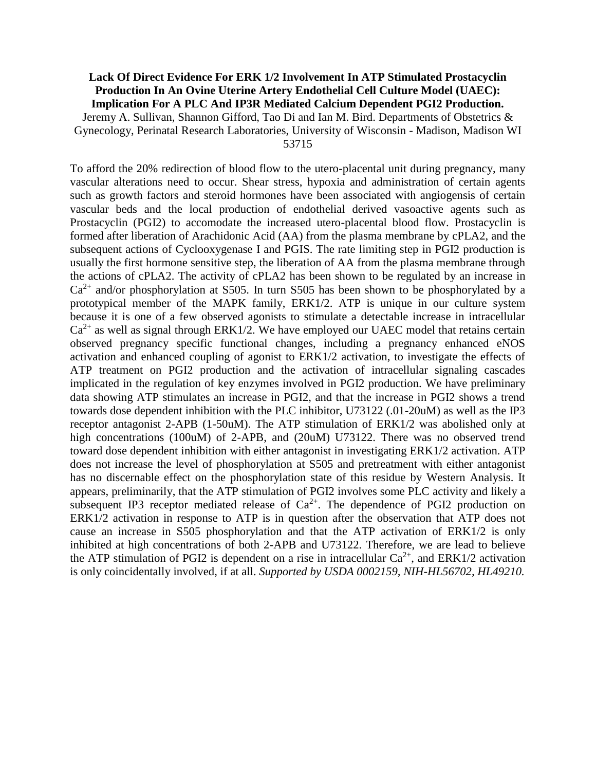**Lack Of Direct Evidence For ERK 1/2 Involvement In ATP Stimulated Prostacyclin Production In An Ovine Uterine Artery Endothelial Cell Culture Model (UAEC): Implication For A PLC And IP3R Mediated Calcium Dependent PGI2 Production.**

Jeremy A. Sullivan, Shannon Gifford, Tao Di and Ian M. Bird. Departments of Obstetrics & Gynecology, Perinatal Research Laboratories, University of Wisconsin - Madison, Madison WI 53715

To afford the 20% redirection of blood flow to the utero-placental unit during pregnancy, many vascular alterations need to occur. Shear stress, hypoxia and administration of certain agents such as growth factors and steroid hormones have been associated with angiogensis of certain vascular beds and the local production of endothelial derived vasoactive agents such as Prostacyclin (PGI2) to accomodate the increased utero-placental blood flow. Prostacyclin is formed after liberation of Arachidonic Acid (AA) from the plasma membrane by cPLA2, and the subsequent actions of Cyclooxygenase I and PGIS. The rate limiting step in PGI2 production is usually the first hormone sensitive step, the liberation of AA from the plasma membrane through the actions of cPLA2. The activity of cPLA2 has been shown to be regulated by an increase in $Ca^{2+}$ and/or phosphorylation at S505. In turn S505 has been shown to be phosphorylated by a prototypical member of the MAPK family, ERK1/2. ATP is unique in our culture system because it is one of a few observed agonists to stimulate a detectable increase in intracellular $Ca^{2+}$ as well as signal through ERK1/2. We have employed our UAEC model that retains certain observed pregnancy specific functional changes, including a pregnancy enhanced eNOS activation and enhanced coupling of agonist to ERK1/2 activation, to investigate the effects of ATP treatment on PGI2 production and the activation of intracellular signaling cascades implicated in the regulation of key enzymes involved in PGI2 production. We have preliminary data showing ATP stimulates an increase in PGI2, and that the increase in PGI2 shows a trend towards dose dependent inhibition with the PLC inhibitor, U73122 (.01-20uM) as well as the IP3 receptor antagonist 2-APB (1-50uM). The ATP stimulation of ERK1/2 was abolished only at high concentrations (100uM) of 2-APB, and (20uM) U73122. There was no observed trend toward dose dependent inhibition with either antagonist in investigating ERK1/2 activation. ATP does not increase the level of phosphorylation at S505 and pretreatment with either antagonist has no discernable effect on the phosphorylation state of this residue by Western Analysis. It appears, preliminarily, that the ATP stimulation of PGI2 involves some PLC activity and likely a subsequent IP3 receptor mediated release of $Ca^{2+}$. The dependence of PGI2 production on ERK1/2 activation in response to ATP is in question after the observation that ATP does not cause an increase in S505 phosphorylation and that the ATP activation of ERK1/2 is only inhibited at high concentrations of both 2-APB and U73122. Therefore, we are lead to believe the ATP stimulation of PGI2 is dependent on a rise in intracellular $Ca^{2+}$, and ERK1/2 activation is only coincidentally involved, if at all. *Supported by USDA 0002159, NIH-HL56702, HL49210.*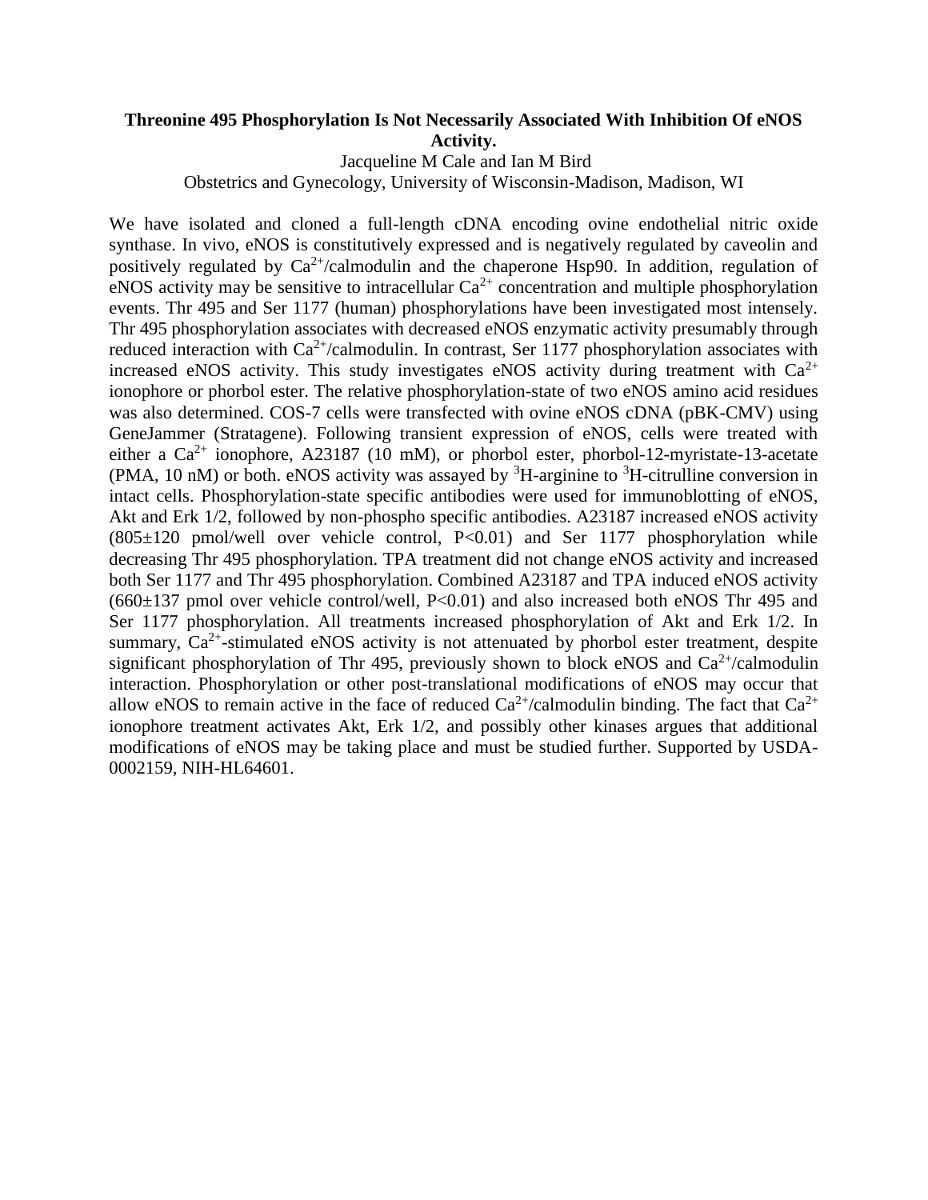**Threonine 495 Phosphorylation Is Not Necessarily Associated With Inhibition Of eNOS Activity.**

Jacqueline M Cale and Ian M Bird

Obstetrics and Gynecology, University of Wisconsin-Madison, Madison, WI

We have isolated and cloned a full-length cDNA encoding ovine endothelial nitric oxide synthase. In vivo, eNOS is constitutively expressed and is negatively regulated by caveolin and positively regulated by $Ca^{2+}$/calmodulin and the chaperone Hsp90. In addition, regulation of eNOS activity may be sensitive to intracellular $Ca^{2+}$ concentration and multiple phosphorylation events. Thr 495 and Ser 1177 (human) phosphorylations have been investigated most intensely. Thr 495 phosphorylation associates with decreased eNOS enzymatic activity presumably through reduced interaction with $Ca^{2+}$/calmodulin. In contrast, Ser 1177 phosphorylation associates with increased eNOS activity. This study investigates eNOS activity during treatment with $Ca^{2+}$ ionophore or phorbol ester. The relative phosphorylation-state of two eNOS amino acid residues was also determined. COS-7 cells were transfected with ovine eNOS cDNA (pBK-CMV) using GeneJammer (Stratagene). Following transient expression of eNOS, cells were treated with either a $Ca^{2+}$ ionophore, A23187 (10 mM), or phorbol ester, phorbol-12-myristate-13-acetate (PMA, 10 nM) or both. eNOS activity was assayed by $^{3}$H-arginine to $^{3}$H-citrulline conversion in intact cells. Phosphorylation-state specific antibodies were used for immunoblotting of eNOS, Akt and Erk 1/2, followed by non-phospho specific antibodies. A23187 increased eNOS activity ($805\pm120$ pmol/well over vehicle control, $P<0.01$) and Ser 1177 phosphorylation while decreasing Thr 495 phosphorylation. TPA treatment did not change eNOS activity and increased both Ser 1177 and Thr 495 phosphorylation. Combined A23187 and TPA induced eNOS activity ($660\pm137$ pmol over vehicle control/well, $P<0.01$) and also increased both eNOS Thr 495 and Ser 1177 phosphorylation. All treatments increased phosphorylation of Akt and Erk 1/2. In summary, $Ca^{2+}$-stimulated eNOS activity is not attenuated by phorbol ester treatment, despite significant phosphorylation of Thr 495, previously shown to block eNOS and $Ca^{2+}$/calmodulin interaction. Phosphorylation or other post-translational modifications of eNOS may occur that allow eNOS to remain active in the face of reduced $Ca^{2+}$/calmodulin binding. The fact that $Ca^{2+}$ ionophore treatment activates Akt, Erk 1/2, and possibly other kinases argues that additional modifications of eNOS may be taking place and must be studied further. Supported by USDA-0002159, NIH-HL64601.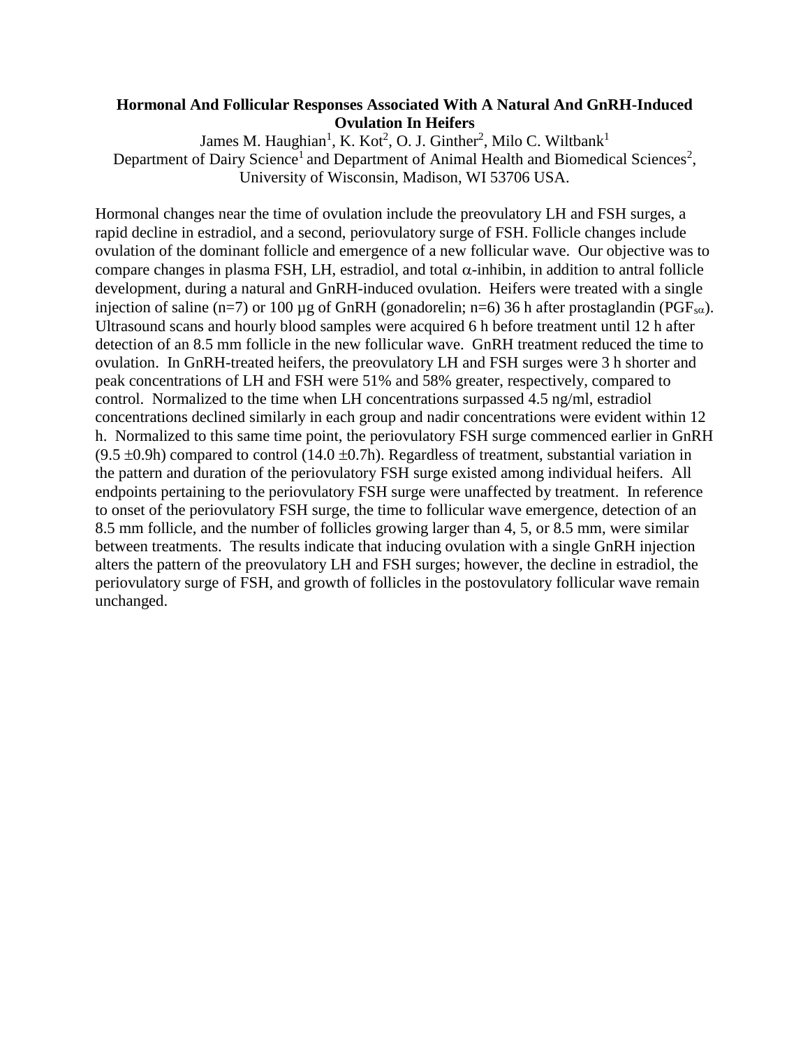# Hormonal And Follicular Responses Associated With A Natural And GnRH-Induced Ovulation In Heifers

James M. Haughian[1], K. Kot[2], O. J. Ginther[2], Milo C. Wiltbank[1]

Department of Dairy Science[1] and Department of Animal Health and Biomedical Sciences[2], University of Wisconsin, Madison, WI 53706 USA.

Hormonal changes near the time of ovulation include the preovulatory LH and FSH surges, a rapid decline in estradiol, and a second, periovulatory surge of FSH. Follicle changes include ovulation of the dominant follicle and emergence of a new follicular wave. Our objective was to compare changes in plasma FSH, LH, estradiol, and total $\alpha$-inhibin, in addition to antral follicle development, during a natural and GnRH-induced ovulation. Heifers were treated with a single injection of saline (n=7) or 100 µg of GnRH (gonadorelin; n=6) 36 h after prostaglandin ($PGF_{s\alpha}$). Ultrasound scans and hourly blood samples were acquired 6 h before treatment until 12 h after detection of an 8.5 mm follicle in the new follicular wave. GnRH treatment reduced the time to ovulation. In GnRH-treated heifers, the preovulatory LH and FSH surges were 3 h shorter and peak concentrations of LH and FSH were 51% and 58% greater, respectively, compared to control. Normalized to the time when LH concentrations surpassed 4.5 ng/ml, estradiol concentrations declined similarly in each group and nadir concentrations were evident within 12 h. Normalized to this same time point, the periovulatory FSH surge commenced earlier in GnRH (9.5 $\pm$0.9h) compared to control (14.0 $\pm$0.7h). Regardless of treatment, substantial variation in the pattern and duration of the periovulatory FSH surge existed among individual heifers. All endpoints pertaining to the periovulatory FSH surge were unaffected by treatment. In reference to onset of the periovulatory FSH surge, the time to follicular wave emergence, detection of an 8.5 mm follicle, and the number of follicles growing larger than 4, 5, or 8.5 mm, were similar between treatments. The results indicate that inducing ovulation with a single GnRH injection alters the pattern of the preovulatory LH and FSH surges; however, the decline in estradiol, the periovulatory surge of FSH, and growth of follicles in the postovulatory follicular wave remain unchanged.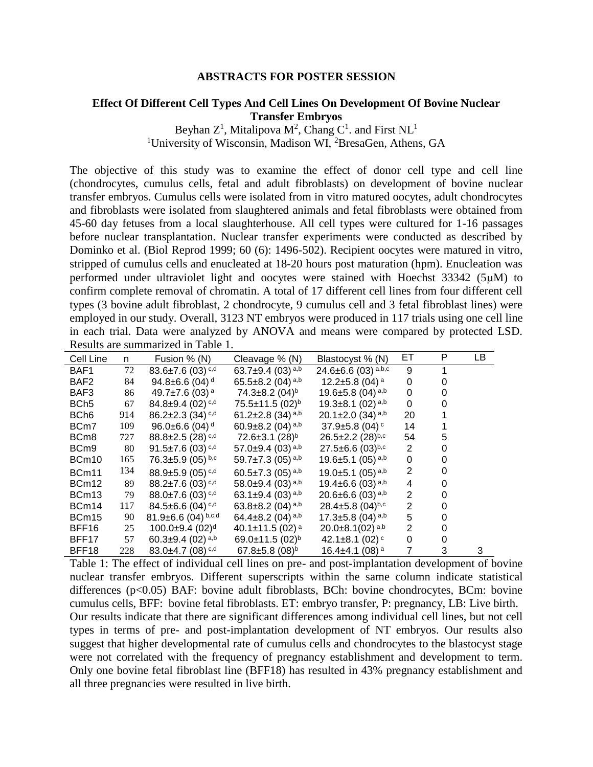## ABSTRACTS FOR POSTER SESSION

### Effect Of Different Cell Types And Cell Lines On Development Of Bovine Nuclear Transfer Embryos

Beyhan Z[1], Mitalipova M[2], Chang C[1]. and First NL[1]

[1]University of Wisconsin, Madison WI, [2]BresaGen, Athens, GA

The objective of this study was to examine the effect of donor cell type and cell line (chondrocytes, cumulus cells, fetal and adult fibroblasts) on development of bovine nuclear transfer embryos. Cumulus cells were isolated from in vitro matured oocytes, adult chondrocytes and fibroblasts were isolated from slaughtered animals and fetal fibroblasts were obtained from 45-60 day fetuses from a local slaughterhouse. All cell types were cultured for 1-16 passages before nuclear transplantation. Nuclear transfer experiments were conducted as described by Dominko et al. (Biol Reprod 1999; 60 (6): 1496-502). Recipient oocytes were matured in vitro, stripped of cumulus cells and enucleated at 18-20 hours post maturation (hpm). Enucleation was performed under ultraviolet light and oocytes were stained with Hoechst 33342 (5μM) to confirm complete removal of chromatin. A total of 17 different cell lines from four different cell types (3 bovine adult fibroblast, 2 chondrocyte, 9 cumulus cell and 3 fetal fibroblast lines) were employed in our study. Overall, 3123 NT embryos were produced in 117 trials using one cell line in each trial. Data were analyzed by ANOVA and means were compared by protected LSD. Results are summarized in Table 1.

| Cell Line | n | Fusion % (N) | Cleavage % (N) | Blastocyst % (N) | ET | P | LB |
|---|---|---|---|---|---|---|---|
| BAF1 | 72 | 83.6±7.6 (03) $^{c,d}$ | 63.7±9.4 (03) $^{a,b}$ | 24.6±6.6 (03) $^{a,b,c}$ | 9 | 1 | |
| BAF2 | 84 | 94.8±6.6 (04) $^{d}$ | 65.5±8.2 (04) $^{a,b}$ | 12.2±5.8 (04) $^{a}$ | 0 | 0 | |
| BAF3 | 86 | 49.7±7.6 (03) $^{a}$ | 74.3±8.2 (04)$^{b}$ | 19.6±5.8 (04) $^{a,b}$ | 0 | 0 | |
| BCh5 | 67 | 84.8±9.4 (02) $^{c,d}$ | 75.5±11.5 (02)$^{b}$ | 19.3±8.1 (02) $^{a,b}$ | 0 | 0 | |
| BCh6 | 914 | 86.2±2.3 (34) $^{c,d}$ | 61.2±2.8 (34) $^{a,b}$ | 20.1±2.0 (34) $^{a,b}$ | 20 | 1 | |
| BCm7 | 109 | 96.0±6.6 (04) $^{d}$ | 60.9±8.2 (04) $^{a,b}$ | 37.9±5.8 (04) $^{c}$ | 14 | 1 | |
| BCm8 | 727 | 88.8±2.5 (28) $^{c,d}$ | 72.6±3.1 (28)$^{b}$ | 26.5±2.2 (28)$^{b,c}$ | 54 | 5 | |
| BCm9 | 80 | 91.5±7.6 (03) $^{c,d}$ | 57.0±9.4 (03) $^{a,b}$ | 27.5±6.6 (03)$^{b,c}$ | 2 | 0 | |
| BCm10 | 165 | 76.3±5.9 (05) $^{b,c}$ | 59.7±7.3 (05) $^{a,b}$ | 19.6±5.1 (05) $^{a,b}$ | 0 | 0 | |
| BCm11 | 134 | 88.9±5.9 (05) $^{c,d}$ | 60.5±7.3 (05) $^{a,b}$ | 19.0±5.1 (05) $^{a,b}$ | 2 | 0 | |
| BCm12 | 89 | 88.2±7.6 (03) $^{c,d}$ | 58.0±9.4 (03) $^{a,b}$ | 19.4±6.6 (03) $^{a,b}$ | 4 | 0 | |
| BCm13 | 79 | 88.0±7.6 (03) $^{c,d}$ | 63.1±9.4 (03) $^{a,b}$ | 20.6±6.6 (03) $^{a,b}$ | 2 | 0 | |
| BCm14 | 117 | 84.5±6.6 (04) $^{c,d}$ | 63.8±8.2 (04) $^{a,b}$ | 28.4±5.8 (04)$^{b,c}$ | 2 | 0 | |
| BCm15 | 90 | 81.9±6.6 (04) $^{b,c,d}$ | 64.4±8.2 (04) $^{a,b}$ | 17.3±5.8 (04) $^{a,b}$ | 5 | 0 | |
| BFF16 | 25 | 100.0±9.4 (02)$^{d}$ | 40.1±11.5 (02) $^{a}$ | 20.0±8.1(02) $^{a,b}$ | 2 | 0 | |
| BFF17 | 57 | 60.3±9.4 (02) $^{a,b}$ | 69.0±11.5 (02)$^{b}$ | 42.1±8.1 (02) $^{c}$ | 0 | 0 | |
| BFF18 | 228 | 83.0±4.7 (08) $^{c,d}$ | 67.8±5.8 (08)$^{b}$ | 16.4±4.1 (08) $^{a}$ | 7 | 3 | 3 |

Table 1: The effect of individual cell lines on pre- and post-implantation development of bovine nuclear transfer embryos. Different superscripts within the same column indicate statistical differences ($p<0.05$) BAF: bovine adult fibroblasts, BCh: bovine chondrocytes, BCm: bovine cumulus cells, BFF: bovine fetal fibroblasts. ET: embryo transfer, P: pregnancy, LB: Live birth.

Our results indicate that there are significant differences among individual cell lines, but not cell types in terms of pre- and post-implantation development of NT embryos. Our results also suggest that higher developmental rate of cumulus cells and chondrocytes to the blastocyst stage were not correlated with the frequency of pregnancy establishment and development to term. Only one bovine fetal fibroblast line (BFF18) has resulted in 43% pregnancy establishment and all three pregnancies were resulted in live birth.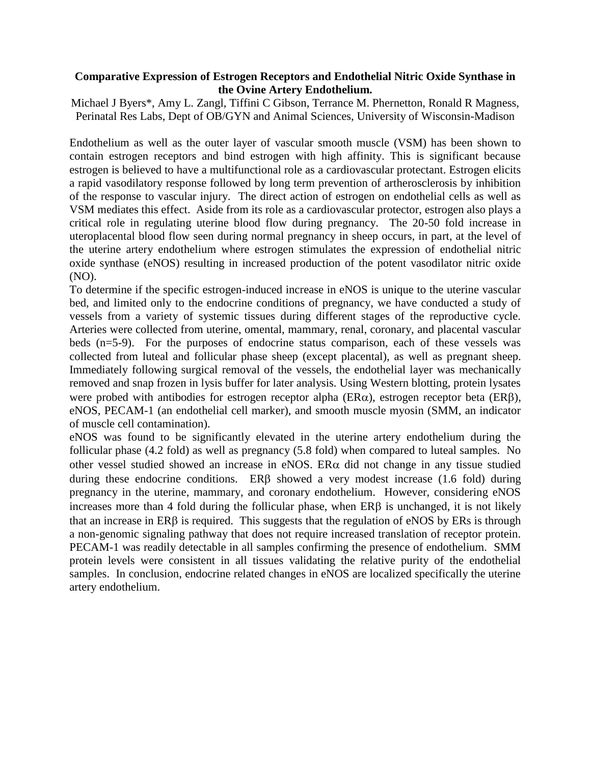**Comparative Expression of Estrogen Receptors and Endothelial Nitric Oxide Synthase in the Ovine Artery Endothelium.**

Michael J Byers*, Amy L. Zangl, Tiffini C Gibson, Terrance M. Phernetton, Ronald R Magness, Perinatal Res Labs, Dept of OB/GYN and Animal Sciences, University of Wisconsin-Madison

Endothelium as well as the outer layer of vascular smooth muscle (VSM) has been shown to contain estrogen receptors and bind estrogen with high affinity. This is significant because estrogen is believed to have a multifunctional role as a cardiovascular protectant. Estrogen elicits a rapid vasodilatory response followed by long term prevention of artherosclerosis by inhibition of the response to vascular injury. The direct action of estrogen on endothelial cells as well as VSM mediates this effect. Aside from its role as a cardiovascular protector, estrogen also plays a critical role in regulating uterine blood flow during pregnancy. The 20-50 fold increase in uteroplacental blood flow seen during normal pregnancy in sheep occurs, in part, at the level of the uterine artery endothelium where estrogen stimulates the expression of endothelial nitric oxide synthase (eNOS) resulting in increased production of the potent vasodilator nitric oxide (NO).

To determine if the specific estrogen-induced increase in eNOS is unique to the uterine vascular bed, and limited only to the endocrine conditions of pregnancy, we have conducted a study of vessels from a variety of systemic tissues during different stages of the reproductive cycle. Arteries were collected from uterine, omental, mammary, renal, coronary, and placental vascular beds (n=5-9). For the purposes of endocrine status comparison, each of these vessels was collected from luteal and follicular phase sheep (except placental), as well as pregnant sheep. Immediately following surgical removal of the vessels, the endothelial layer was mechanically removed and snap frozen in lysis buffer for later analysis. Using Western blotting, protein lysates were probed with antibodies for estrogen receptor alpha (ER$\alpha$), estrogen receptor beta (ER$\beta$), eNOS, PECAM-1 (an endothelial cell marker), and smooth muscle myosin (SMM, an indicator of muscle cell contamination).

eNOS was found to be significantly elevated in the uterine artery endothelium during the follicular phase (4.2 fold) as well as pregnancy (5.8 fold) when compared to luteal samples. No other vessel studied showed an increase in eNOS. ER$\alpha$ did not change in any tissue studied during these endocrine conditions. ER$\beta$ showed a very modest increase (1.6 fold) during pregnancy in the uterine, mammary, and coronary endothelium. However, considering eNOS increases more than 4 fold during the follicular phase, when ER$\beta$ is unchanged, it is not likely that an increase in ER$\beta$ is required. This suggests that the regulation of eNOS by ERs is through a non-genomic signaling pathway that does not require increased translation of receptor protein. PECAM-1 was readily detectable in all samples confirming the presence of endothelium. SMM protein levels were consistent in all tissues validating the relative purity of the endothelial samples. In conclusion, endocrine related changes in eNOS are localized specifically the uterine artery endothelium.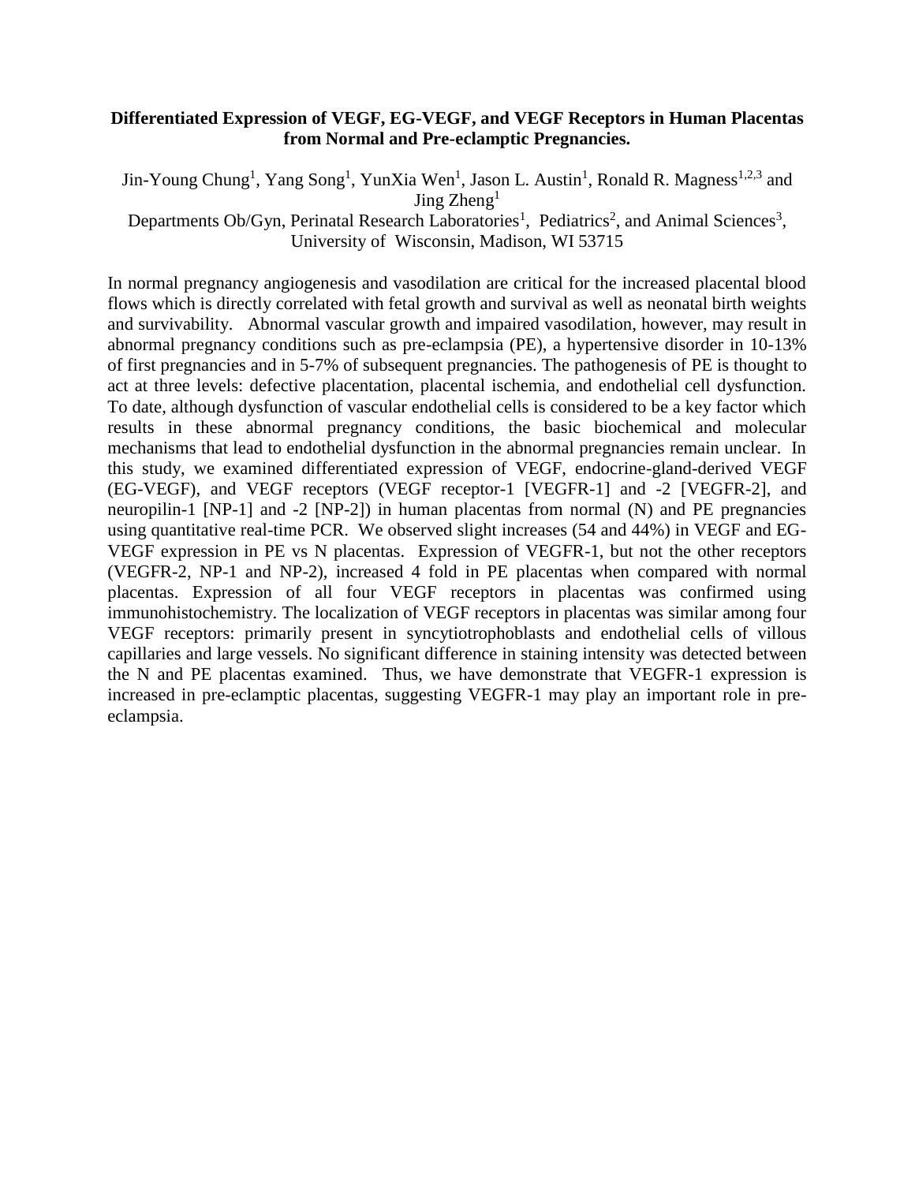**Differentiated Expression of VEGF, EG-VEGF, and VEGF Receptors in Human Placentas from Normal and Pre-eclamptic Pregnancies.**

Jin-Young Chung[1], Yang Song[1], YunXia Wen[1], Jason L. Austin[1], Ronald R. Magness[1,2,3] and Jing Zheng[1]

Departments Ob/Gyn, Perinatal Research Laboratories[1], Pediatrics[2], and Animal Sciences[3], University of Wisconsin, Madison, WI 53715

In normal pregnancy angiogenesis and vasodilation are critical for the increased placental blood flows which is directly correlated with fetal growth and survival as well as neonatal birth weights and survivability. Abnormal vascular growth and impaired vasodilation, however, may result in abnormal pregnancy conditions such as pre-eclampsia (PE), a hypertensive disorder in 10-13% of first pregnancies and in 5-7% of subsequent pregnancies. The pathogenesis of PE is thought to act at three levels: defective placentation, placental ischemia, and endothelial cell dysfunction. To date, although dysfunction of vascular endothelial cells is considered to be a key factor which results in these abnormal pregnancy conditions, the basic biochemical and molecular mechanisms that lead to endothelial dysfunction in the abnormal pregnancies remain unclear. In this study, we examined differentiated expression of VEGF, endocrine-gland-derived VEGF (EG-VEGF), and VEGF receptors (VEGF receptor-1 [VEGFR-1] and -2 [VEGFR-2], and neuropilin-1 [NP-1] and -2 [NP-2]) in human placentas from normal (N) and PE pregnancies using quantitative real-time PCR. We observed slight increases (54 and 44%) in VEGF and EG-VEGF expression in PE vs N placentas. Expression of VEGFR-1, but not the other receptors (VEGFR-2, NP-1 and NP-2), increased 4 fold in PE placentas when compared with normal placentas. Expression of all four VEGF receptors in placentas was confirmed using immunohistochemistry. The localization of VEGF receptors in placentas was similar among four VEGF receptors: primarily present in syncytiotrophoblasts and endothelial cells of villous capillaries and large vessels. No significant difference in staining intensity was detected between the N and PE placentas examined. Thus, we have demonstrate that VEGFR-1 expression is increased in pre-eclamptic placentas, suggesting VEGFR-1 may play an important role in pre-eclampsia.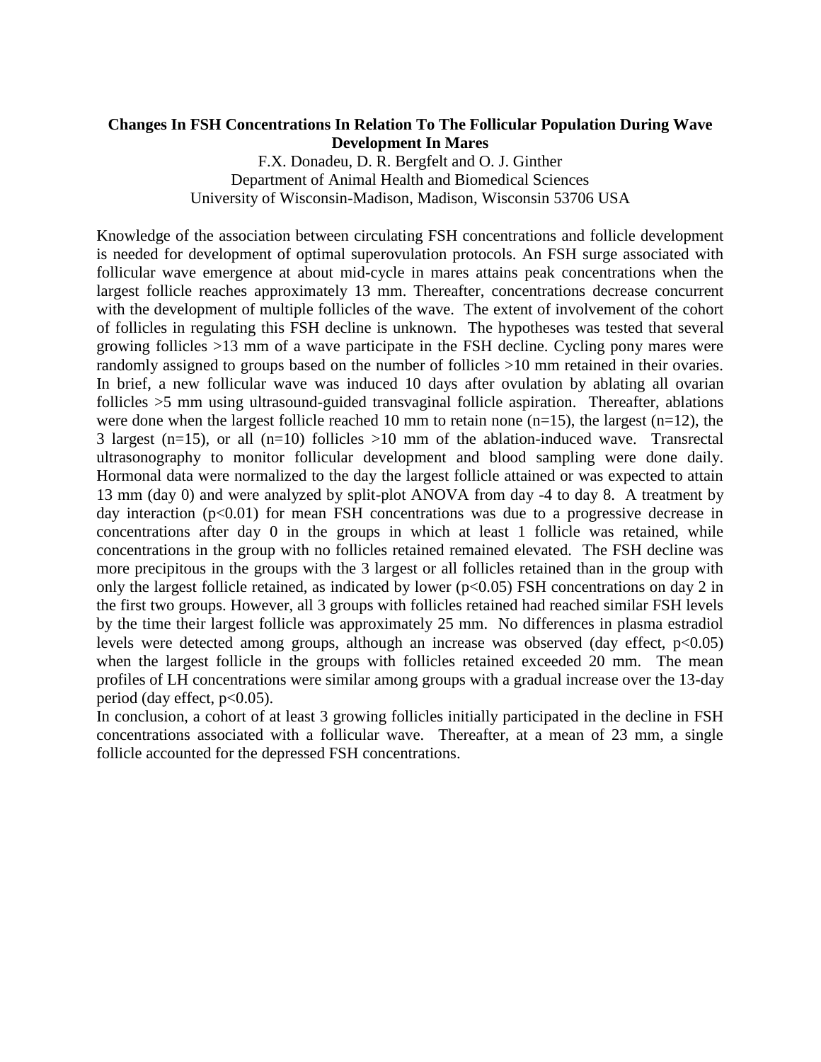**Changes In FSH Concentrations In Relation To The Follicular Population During Wave Development In Mares**

F.X. Donadeu, D. R. Bergfelt and O. J. Ginther
Department of Animal Health and Biomedical Sciences
University of Wisconsin-Madison, Madison, Wisconsin 53706 USA

Knowledge of the association between circulating FSH concentrations and follicle development is needed for development of optimal superovulation protocols. An FSH surge associated with follicular wave emergence at about mid-cycle in mares attains peak concentrations when the largest follicle reaches approximately 13 mm. Thereafter, concentrations decrease concurrent with the development of multiple follicles of the wave. The extent of involvement of the cohort of follicles in regulating this FSH decline is unknown. The hypotheses was tested that several growing follicles >13 mm of a wave participate in the FSH decline. Cycling pony mares were randomly assigned to groups based on the number of follicles >10 mm retained in their ovaries. In brief, a new follicular wave was induced 10 days after ovulation by ablating all ovarian follicles >5 mm using ultrasound-guided transvaginal follicle aspiration. Thereafter, ablations were done when the largest follicle reached 10 mm to retain none (n=15), the largest (n=12), the 3 largest (n=15), or all (n=10) follicles >10 mm of the ablation-induced wave. Transrectal ultrasonography to monitor follicular development and blood sampling were done daily. Hormonal data were normalized to the day the largest follicle attained or was expected to attain 13 mm (day 0) and were analyzed by split-plot ANOVA from day -4 to day 8. A treatment by day interaction ($p<0.01$) for mean FSH concentrations was due to a progressive decrease in concentrations after day 0 in the groups in which at least 1 follicle was retained, while concentrations in the group with no follicles retained remained elevated. The FSH decline was more precipitous in the groups with the 3 largest or all follicles retained than in the group with only the largest follicle retained, as indicated by lower ($p<0.05$) FSH concentrations on day 2 in the first two groups. However, all 3 groups with follicles retained had reached similar FSH levels by the time their largest follicle was approximately 25 mm. No differences in plasma estradiol levels were detected among groups, although an increase was observed (day effect, $p<0.05$) when the largest follicle in the groups with follicles retained exceeded 20 mm. The mean profiles of LH concentrations were similar among groups with a gradual increase over the 13-day period (day effect, $p<0.05$).

In conclusion, a cohort of at least 3 growing follicles initially participated in the decline in FSH concentrations associated with a follicular wave. Thereafter, at a mean of 23 mm, a single follicle accounted for the depressed FSH concentrations.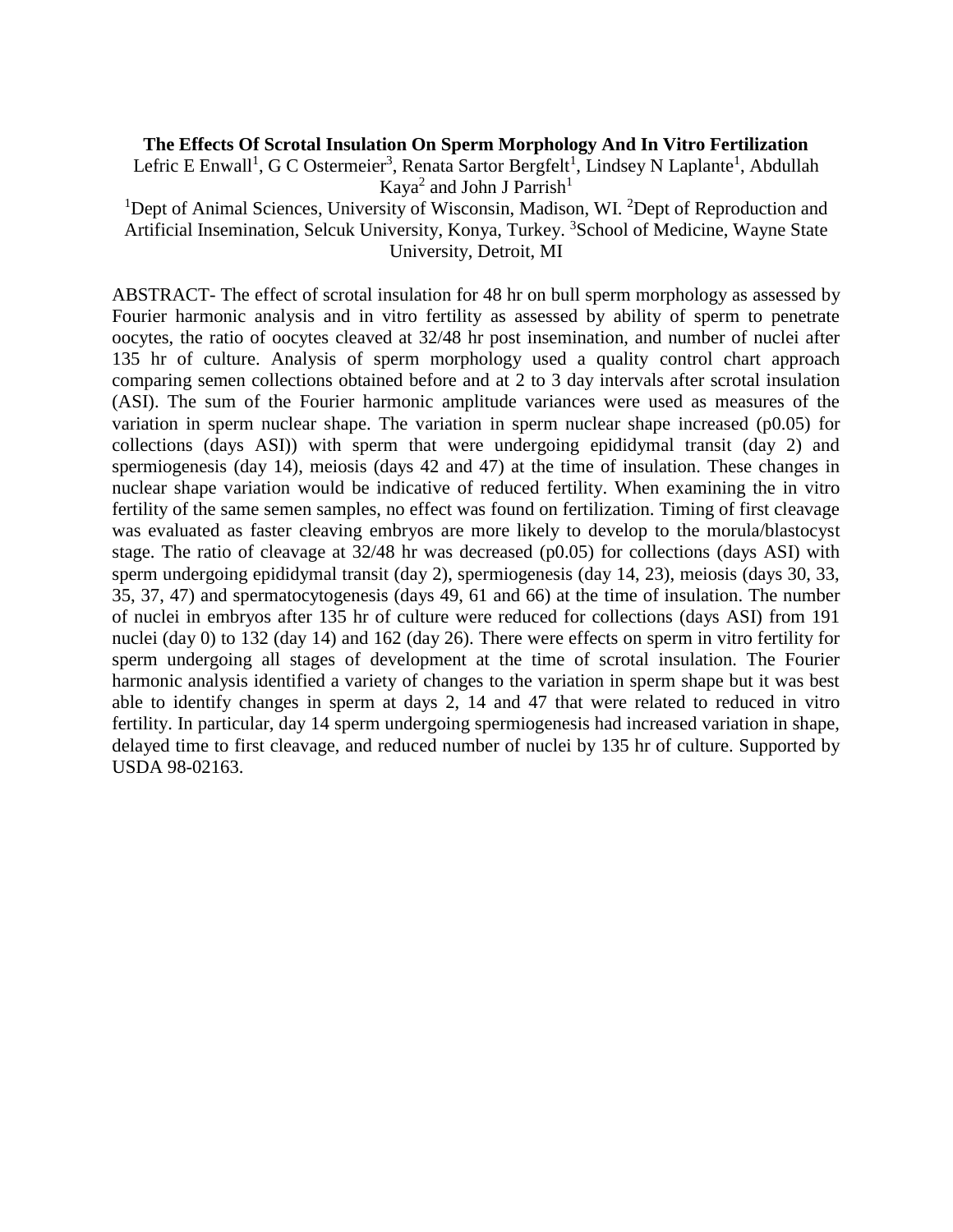**The Effects Of Scrotal Insulation On Sperm Morphology And In Vitro Fertilization**

Lefric E Enwall[1], G C Ostermeier[3], Renata Sartor Bergfelt[1], Lindsey N Laplante[1], Abdullah Kaya[2] and John J Parrish[1]

[1]Dept of Animal Sciences, University of Wisconsin, Madison, WI. [2]Dept of Reproduction and Artificial Insemination, Selcuk University, Konya, Turkey. [3]School of Medicine, Wayne State University, Detroit, MI

ABSTRACT- The effect of scrotal insulation for 48 hr on bull sperm morphology as assessed by Fourier harmonic analysis and in vitro fertility as assessed by ability of sperm to penetrate oocytes, the ratio of oocytes cleaved at 32/48 hr post insemination, and number of nuclei after 135 hr of culture. Analysis of sperm morphology used a quality control chart approach comparing semen collections obtained before and at 2 to 3 day intervals after scrotal insulation (ASI). The sum of the Fourier harmonic amplitude variances were used as measures of the variation in sperm nuclear shape. The variation in sperm nuclear shape increased (p0.05) for collections (days ASI)) with sperm that were undergoing epididymal transit (day 2) and spermiogenesis (day 14), meiosis (days 42 and 47) at the time of insulation. These changes in nuclear shape variation would be indicative of reduced fertility. When examining the in vitro fertility of the same semen samples, no effect was found on fertilization. Timing of first cleavage was evaluated as faster cleaving embryos are more likely to develop to the morula/blastocyst stage. The ratio of cleavage at 32/48 hr was decreased (p0.05) for collections (days ASI) with sperm undergoing epididymal transit (day 2), spermiogenesis (day 14, 23), meiosis (days 30, 33, 35, 37, 47) and spermatocytogenesis (days 49, 61 and 66) at the time of insulation. The number of nuclei in embryos after 135 hr of culture were reduced for collections (days ASI) from 191 nuclei (day 0) to 132 (day 14) and 162 (day 26). There were effects on sperm in vitro fertility for sperm undergoing all stages of development at the time of scrotal insulation. The Fourier harmonic analysis identified a variety of changes to the variation in sperm shape but it was best able to identify changes in sperm at days 2, 14 and 47 that were related to reduced in vitro fertility. In particular, day 14 sperm undergoing spermiogenesis had increased variation in shape, delayed time to first cleavage, and reduced number of nuclei by 135 hr of culture. Supported by USDA 98-02163.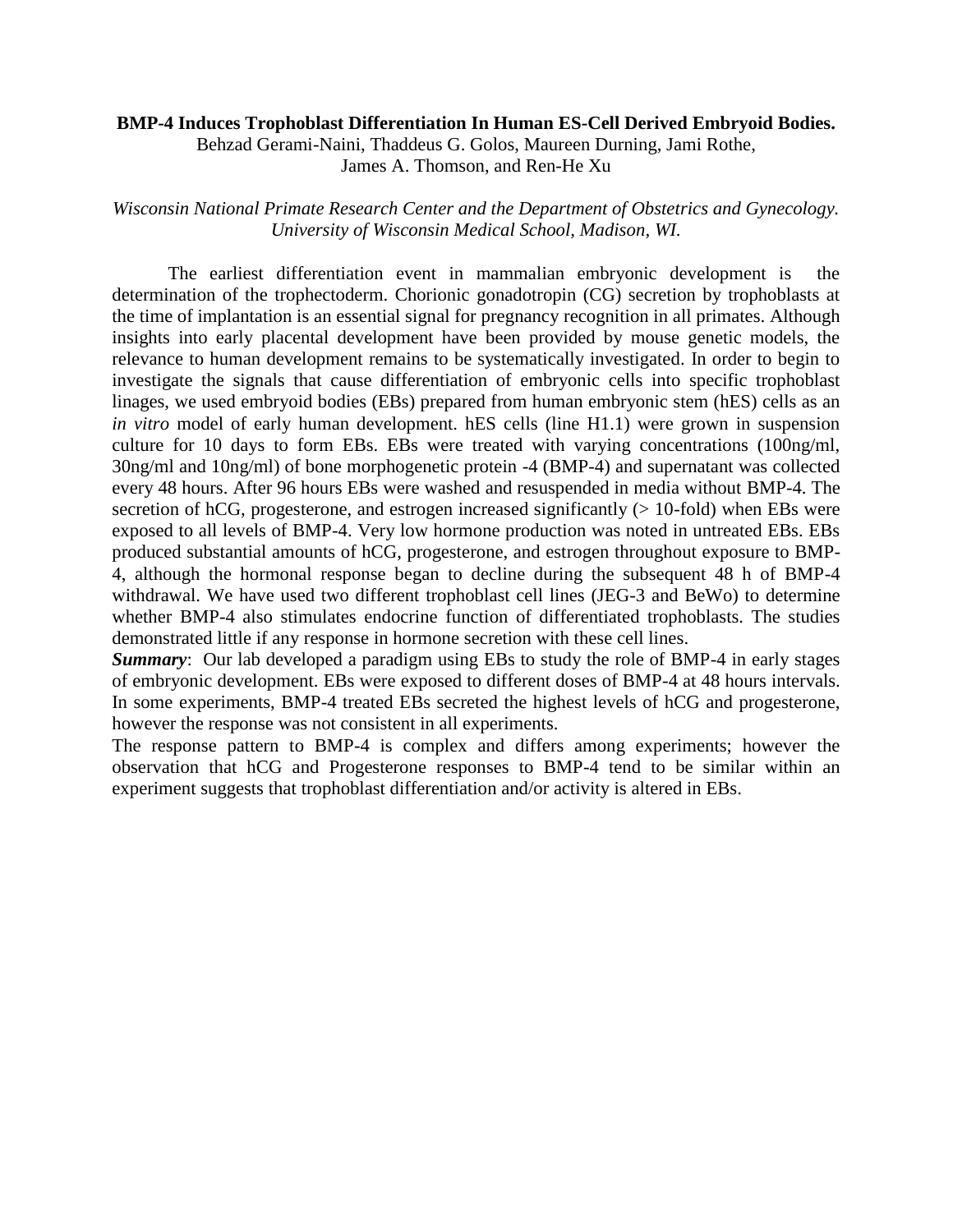**BMP-4 Induces Trophoblast Differentiation In Human ES-Cell Derived Embryoid Bodies.**

Behzad Gerami-Naini, Thaddeus G. Golos, Maureen Durning, Jami Rothe, James A. Thomson, and Ren-He Xu

*Wisconsin National Primate Research Center and the Department of Obstetrics and Gynecology. University of Wisconsin Medical School, Madison, WI.*

The earliest differentiation event in mammalian embryonic development is the determination of the trophectoderm. Chorionic gonadotropin (CG) secretion by trophoblasts at the time of implantation is an essential signal for pregnancy recognition in all primates. Although insights into early placental development have been provided by mouse genetic models, the relevance to human development remains to be systematically investigated. In order to begin to investigate the signals that cause differentiation of embryonic cells into specific trophoblast linages, we used embryoid bodies (EBs) prepared from human embryonic stem (hES) cells as an *in vitro* model of early human development. hES cells (line H1.1) were grown in suspension culture for 10 days to form EBs. EBs were treated with varying concentrations (100ng/ml, 30ng/ml and 10ng/ml) of bone morphogenetic protein -4 (BMP-4) and supernatant was collected every 48 hours. After 96 hours EBs were washed and resuspended in media without BMP-4. The secretion of hCG, progesterone, and estrogen increased significantly (> 10-fold) when EBs were exposed to all levels of BMP-4. Very low hormone production was noted in untreated EBs. EBs produced substantial amounts of hCG, progesterone, and estrogen throughout exposure to BMP-4, although the hormonal response began to decline during the subsequent 48 h of BMP-4 withdrawal. We have used two different trophoblast cell lines (JEG-3 and BeWo) to determine whether BMP-4 also stimulates endocrine function of differentiated trophoblasts. The studies demonstrated little if any response in hormone secretion with these cell lines.

***Summary***: Our lab developed a paradigm using EBs to study the role of BMP-4 in early stages of embryonic development. EBs were exposed to different doses of BMP-4 at 48 hours intervals. In some experiments, BMP-4 treated EBs secreted the highest levels of hCG and progesterone, however the response was not consistent in all experiments.

The response pattern to BMP-4 is complex and differs among experiments; however the observation that hCG and Progesterone responses to BMP-4 tend to be similar within an experiment suggests that trophoblast differentiation and/or activity is altered in EBs.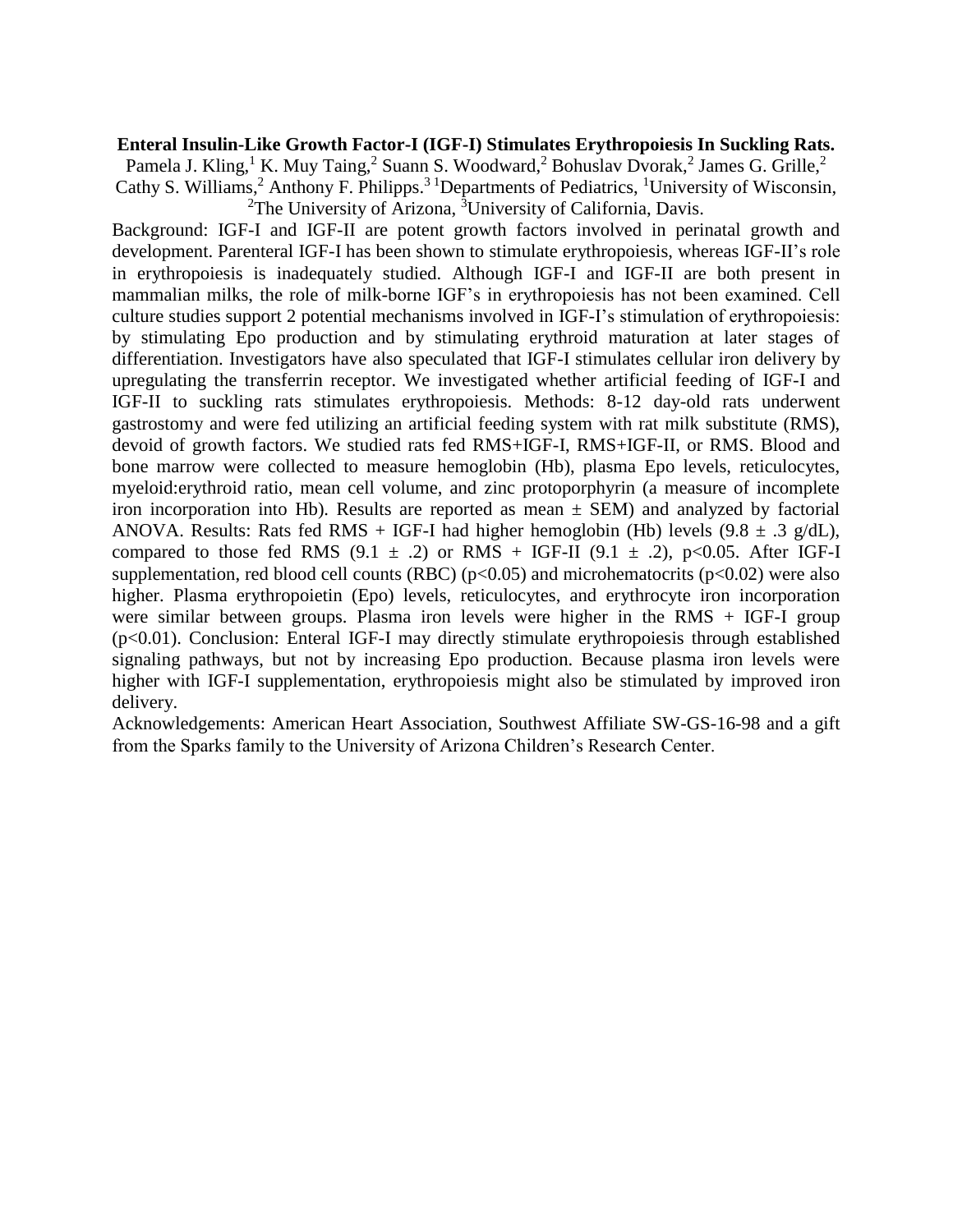**Enteral Insulin-Like Growth Factor-I (IGF-I) Stimulates Erythropoiesis In Suckling Rats.**

Pamela J. Kling,[1] K. Muy Taing,[2] Suann S. Woodward,[2] Bohuslav Dvorak,[2] James G. Grille,[2] Cathy S. Williams,[2] Anthony F. Philipps.[3] [1]Departments of Pediatrics, [1]University of Wisconsin, [2]The University of Arizona, [3]University of California, Davis.

Background: IGF-I and IGF-II are potent growth factors involved in perinatal growth and development. Parenteral IGF-I has been shown to stimulate erythropoiesis, whereas IGF-II's role in erythropoiesis is inadequately studied. Although IGF-I and IGF-II are both present in mammalian milks, the role of milk-borne IGF's in erythropoiesis has not been examined. Cell culture studies support 2 potential mechanisms involved in IGF-I's stimulation of erythropoiesis: by stimulating Epo production and by stimulating erythroid maturation at later stages of differentiation. Investigators have also speculated that IGF-I stimulates cellular iron delivery by upregulating the transferrin receptor. We investigated whether artificial feeding of IGF-I and IGF-II to suckling rats stimulates erythropoiesis. Methods: 8-12 day-old rats underwent gastrostomy and were fed utilizing an artificial feeding system with rat milk substitute (RMS), devoid of growth factors. We studied rats fed RMS+IGF-I, RMS+IGF-II, or RMS. Blood and bone marrow were collected to measure hemoglobin (Hb), plasma Epo levels, reticulocytes, myeloid:erythroid ratio, mean cell volume, and zinc protoporphyrin (a measure of incomplete iron incorporation into Hb). Results are reported as mean $\pm$ SEM) and analyzed by factorial ANOVA. Results: Rats fed RMS + IGF-I had higher hemoglobin (Hb) levels ($9.8 \pm .3$ g/dL), compared to those fed RMS ($9.1 \pm .2$) or RMS + IGF-II ($9.1 \pm .2$), $p<0.05$. After IGF-I supplementation, red blood cell counts (RBC) ($p<0.05$) and microhematocrits ($p<0.02$) were also higher. Plasma erythropoietin (Epo) levels, reticulocytes, and erythrocyte iron incorporation were similar between groups. Plasma iron levels were higher in the RMS + IGF-I group ($p<0.01$). Conclusion: Enteral IGF-I may directly stimulate erythropoiesis through established signaling pathways, but not by increasing Epo production. Because plasma iron levels were higher with IGF-I supplementation, erythropoiesis might also be stimulated by improved iron delivery.

Acknowledgements: American Heart Association, Southwest Affiliate SW-GS-16-98 and a gift from the Sparks family to the University of Arizona Children's Research Center.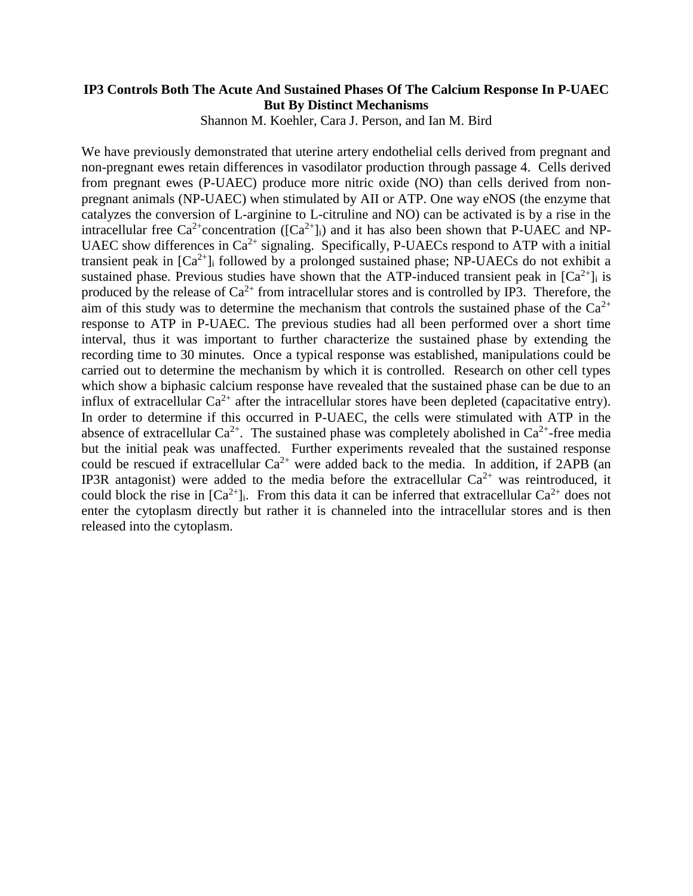**IP3 Controls Both The Acute And Sustained Phases Of The Calcium Response In P-UAEC But By Distinct Mechanisms**

Shannon M. Koehler, Cara J. Person, and Ian M. Bird

We have previously demonstrated that uterine artery endothelial cells derived from pregnant and non-pregnant ewes retain differences in vasodilator production through passage 4. Cells derived from pregnant ewes (P-UAEC) produce more nitric oxide (NO) than cells derived from non-pregnant animals (NP-UAEC) when stimulated by AII or ATP. One way eNOS (the enzyme that catalyzes the conversion of L-arginine to L-citruline and NO) can be activated is by a rise in the intracellular free $Ca^{2+}$concentration ($[Ca^{2+}]_i$) and it has also been shown that P-UAEC and NP-UAEC show differences in $Ca^{2+}$ signaling. Specifically, P-UAECs respond to ATP with a initial transient peak in $[Ca^{2+}]_i$ followed by a prolonged sustained phase; NP-UAECs do not exhibit a sustained phase. Previous studies have shown that the ATP-induced transient peak in $[Ca^{2+}]_i$ is produced by the release of $Ca^{2+}$ from intracellular stores and is controlled by IP3. Therefore, the aim of this study was to determine the mechanism that controls the sustained phase of the $Ca^{2+}$ response to ATP in P-UAEC. The previous studies had all been performed over a short time interval, thus it was important to further characterize the sustained phase by extending the recording time to 30 minutes. Once a typical response was established, manipulations could be carried out to determine the mechanism by which it is controlled. Research on other cell types which show a biphasic calcium response have revealed that the sustained phase can be due to an influx of extracellular $Ca^{2+}$ after the intracellular stores have been depleted (capacitative entry). In order to determine if this occurred in P-UAEC, the cells were stimulated with ATP in the absence of extracellular $Ca^{2+}$. The sustained phase was completely abolished in $Ca^{2+}$-free media but the initial peak was unaffected. Further experiments revealed that the sustained response could be rescued if extracellular $Ca^{2+}$ were added back to the media. In addition, if 2APB (an IP3R antagonist) were added to the media before the extracellular $Ca^{2+}$ was reintroduced, it could block the rise in $[Ca^{2+}]_i$. From this data it can be inferred that extracellular $Ca^{2+}$ does not enter the cytoplasm directly but rather it is channeled into the intracellular stores and is then released into the cytoplasm.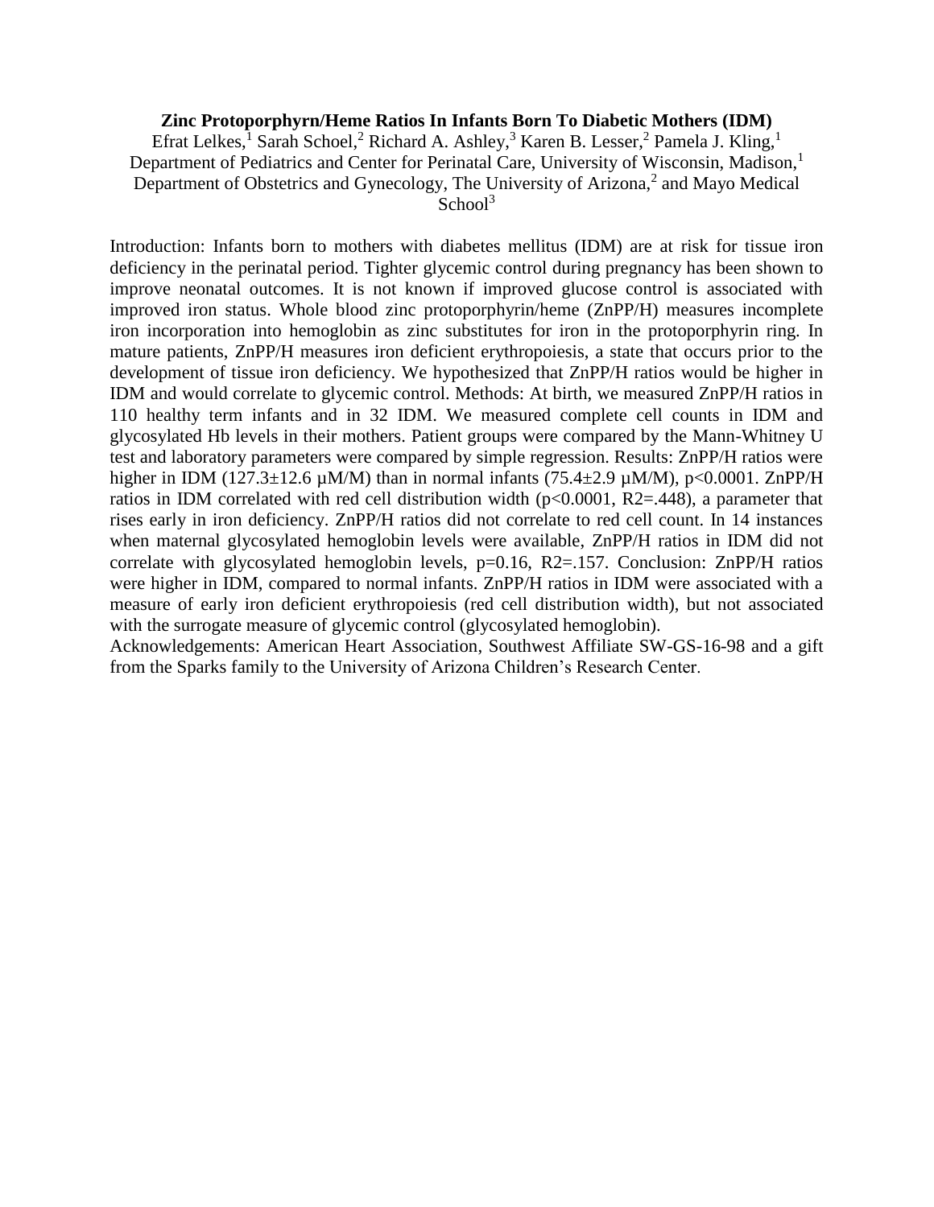**Zinc Protoporphyrn/Heme Ratios In Infants Born To Diabetic Mothers (IDM)**

Efrat Lelkes,[1] Sarah Schoel,[2] Richard A. Ashley,[3] Karen B. Lesser,[2] Pamela J. Kling,[1] Department of Pediatrics and Center for Perinatal Care, University of Wisconsin, Madison,[1] Department of Obstetrics and Gynecology, The University of Arizona,[2] and Mayo Medical School[3]

Introduction: Infants born to mothers with diabetes mellitus (IDM) are at risk for tissue iron deficiency in the perinatal period. Tighter glycemic control during pregnancy has been shown to improve neonatal outcomes. It is not known if improved glucose control is associated with improved iron status. Whole blood zinc protoporphyrin/heme (ZnPP/H) measures incomplete iron incorporation into hemoglobin as zinc substitutes for iron in the protoporphyrin ring. In mature patients, ZnPP/H measures iron deficient erythropoiesis, a state that occurs prior to the development of tissue iron deficiency. We hypothesized that ZnPP/H ratios would be higher in IDM and would correlate to glycemic control. Methods: At birth, we measured ZnPP/H ratios in 110 healthy term infants and in 32 IDM. We measured complete cell counts in IDM and glycosylated Hb levels in their mothers. Patient groups were compared by the Mann-Whitney U test and laboratory parameters were compared by simple regression. Results: ZnPP/H ratios were higher in IDM ($127.3 \pm 12.6$ µM/M) than in normal infants ($75.4 \pm 2.9$ µM/M), $p<0.0001$. ZnPP/H ratios in IDM correlated with red cell distribution width ($p<0.0001$, R2=.448), a parameter that rises early in iron deficiency. ZnPP/H ratios did not correlate to red cell count. In 14 instances when maternal glycosylated hemoglobin levels were available, ZnPP/H ratios in IDM did not correlate with glycosylated hemoglobin levels, $p=0.16$, R2=.157. Conclusion: ZnPP/H ratios were higher in IDM, compared to normal infants. ZnPP/H ratios in IDM were associated with a measure of early iron deficient erythropoiesis (red cell distribution width), but not associated with the surrogate measure of glycemic control (glycosylated hemoglobin).

Acknowledgements: American Heart Association, Southwest Affiliate SW-GS-16-98 and a gift from the Sparks family to the University of Arizona Children's Research Center.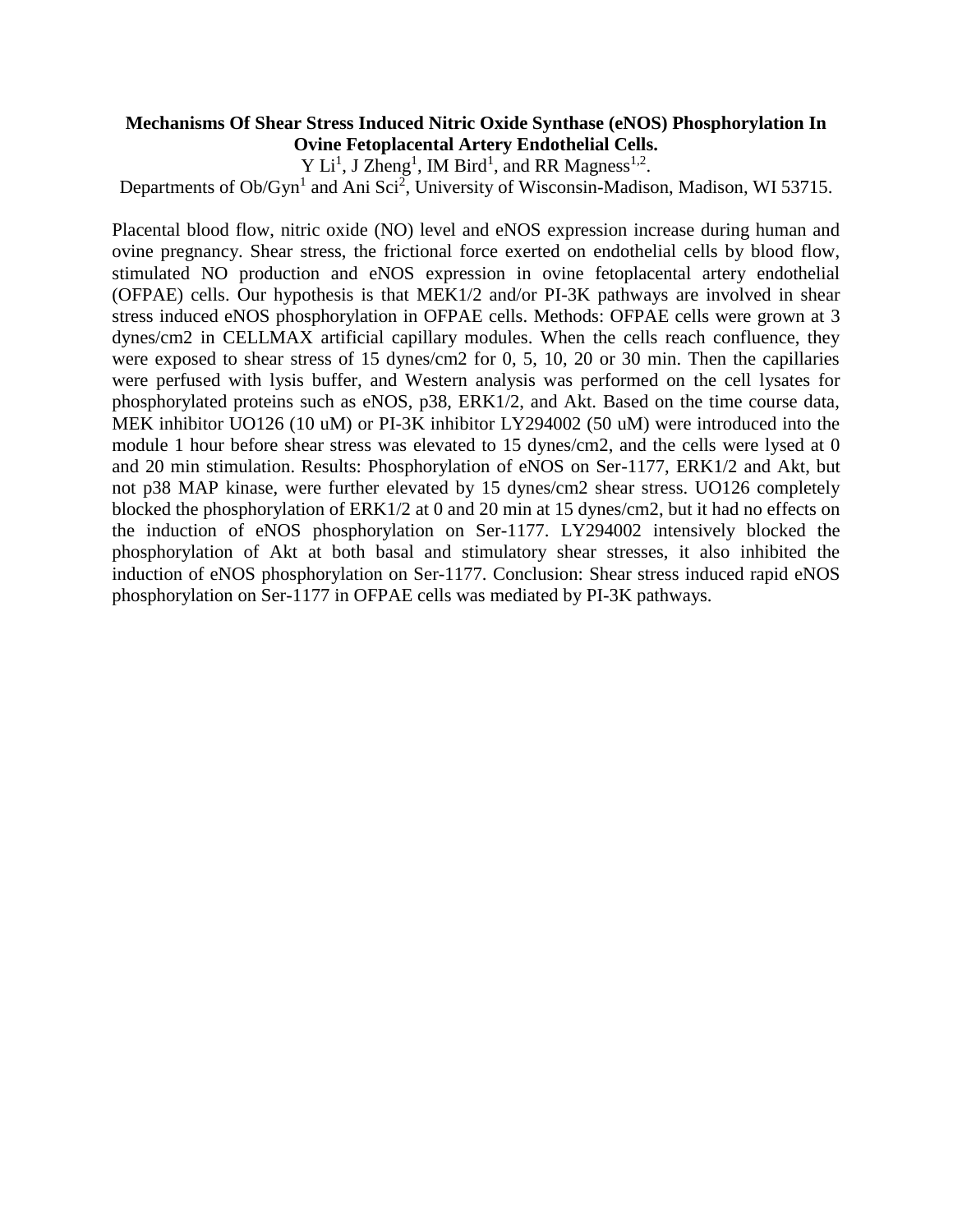**Mechanisms Of Shear Stress Induced Nitric Oxide Synthase (eNOS) Phosphorylation In Ovine Fetoplacental Artery Endothelial Cells.**

Y Li[1], J Zheng[1], IM Bird[1], and RR Magness[1,2].

Departments of Ob/Gyn[1] and Ani Sci[2], University of Wisconsin-Madison, Madison, WI 53715.

Placental blood flow, nitric oxide (NO) level and eNOS expression increase during human and ovine pregnancy. Shear stress, the frictional force exerted on endothelial cells by blood flow, stimulated NO production and eNOS expression in ovine fetoplacental artery endothelial (OFPAE) cells. Our hypothesis is that MEK1/2 and/or PI-3K pathways are involved in shear stress induced eNOS phosphorylation in OFPAE cells. Methods: OFPAE cells were grown at 3 dynes/cm2 in CELLMAX artificial capillary modules. When the cells reach confluence, they were exposed to shear stress of 15 dynes/cm2 for 0, 5, 10, 20 or 30 min. Then the capillaries were perfused with lysis buffer, and Western analysis was performed on the cell lysates for phosphorylated proteins such as eNOS, p38, ERK1/2, and Akt. Based on the time course data, MEK inhibitor UO126 (10 uM) or PI-3K inhibitor LY294002 (50 uM) were introduced into the module 1 hour before shear stress was elevated to 15 dynes/cm2, and the cells were lysed at 0 and 20 min stimulation. Results: Phosphorylation of eNOS on Ser-1177, ERK1/2 and Akt, but not p38 MAP kinase, were further elevated by 15 dynes/cm2 shear stress. UO126 completely blocked the phosphorylation of ERK1/2 at 0 and 20 min at 15 dynes/cm2, but it had no effects on the induction of eNOS phosphorylation on Ser-1177. LY294002 intensively blocked the phosphorylation of Akt at both basal and stimulatory shear stresses, it also inhibited the induction of eNOS phosphorylation on Ser-1177. Conclusion: Shear stress induced rapid eNOS phosphorylation on Ser-1177 in OFPAE cells was mediated by PI-3K pathways.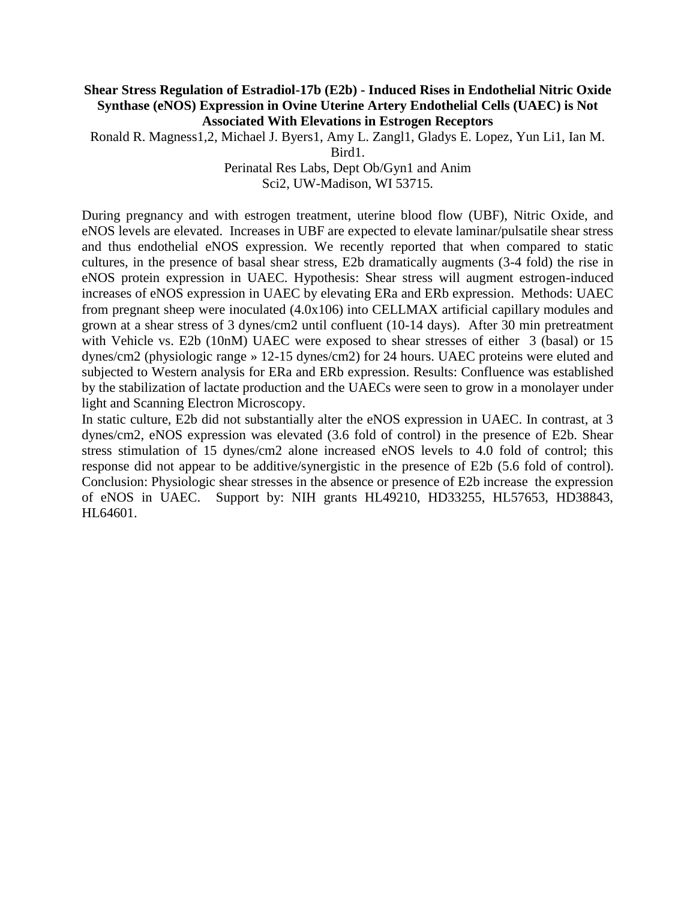**Shear Stress Regulation of Estradiol-17b (E2b) - Induced Rises in Endothelial Nitric Oxide Synthase (eNOS) Expression in Ovine Uterine Artery Endothelial Cells (UAEC) is Not Associated With Elevations in Estrogen Receptors**

Ronald R. Magness[1,2], Michael J. Byers[1], Amy L. Zangl[1], Gladys E. Lopez, Yun Li[1], Ian M. Bird[1].

Perinatal Res Labs, Dept Ob/Gyn[1] and Anim Sci[2], UW-Madison, WI 53715.

During pregnancy and with estrogen treatment, uterine blood flow (UBF), Nitric Oxide, and eNOS levels are elevated. Increases in UBF are expected to elevate laminar/pulsatile shear stress and thus endothelial eNOS expression. We recently reported that when compared to static cultures, in the presence of basal shear stress, E2b dramatically augments (3-4 fold) the rise in eNOS protein expression in UAEC. Hypothesis: Shear stress will augment estrogen-induced increases of eNOS expression in UAEC by elevating ERa and ERb expression. Methods: UAEC from pregnant sheep were inoculated ($4.0 \times 10^6$) into CELLMAX artificial capillary modules and grown at a shear stress of 3 dynes/cm2 until confluent (10-14 days). After 30 min pretreatment with Vehicle vs. E2b (10nM) UAEC were exposed to shear stresses of either 3 (basal) or 15 dynes/cm2 (physiologic range » 12-15 dynes/cm2) for 24 hours. UAEC proteins were eluted and subjected to Western analysis for ERa and ERb expression. Results: Confluence was established by the stabilization of lactate production and the UAECs were seen to grow in a monolayer under light and Scanning Electron Microscopy.

In static culture, E2b did not substantially alter the eNOS expression in UAEC. In contrast, at 3 dynes/cm2, eNOS expression was elevated (3.6 fold of control) in the presence of E2b. Shear stress stimulation of 15 dynes/cm2 alone increased eNOS levels to 4.0 fold of control; this response did not appear to be additive/synergistic in the presence of E2b (5.6 fold of control). Conclusion: Physiologic shear stresses in the absence or presence of E2b increase the expression of eNOS in UAEC. Support by: NIH grants HL49210, HD33255, HL57653, HD38843, HL64601.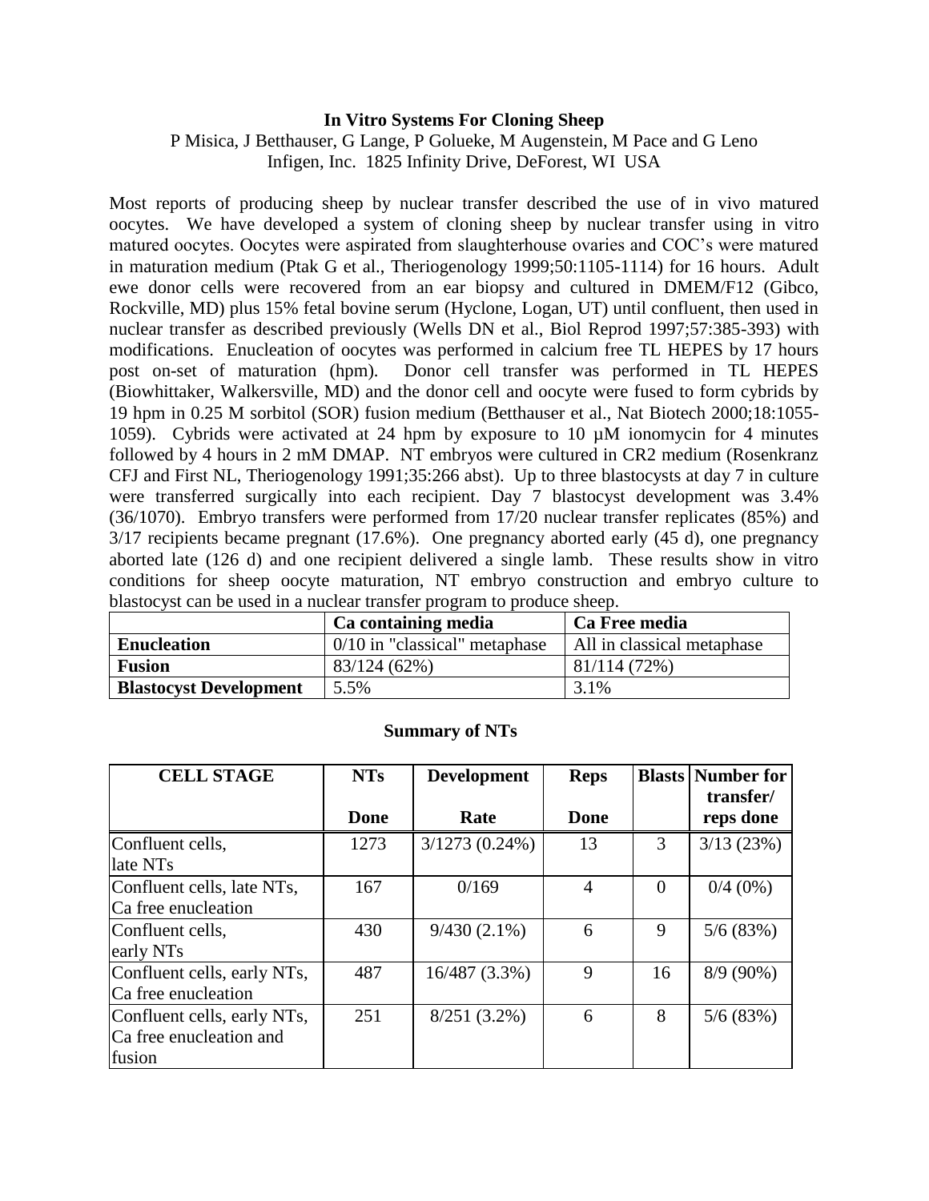**In Vitro Systems For Cloning Sheep**

P Misica, J Betthauser, G Lange, P Golueke, M Augenstein, M Pace and G Leno
Infigen, Inc. 1825 Infinity Drive, DeForest, WI USA

Most reports of producing sheep by nuclear transfer described the use of in vivo matured oocytes. We have developed a system of cloning sheep by nuclear transfer using in vitro matured oocytes. Oocytes were aspirated from slaughterhouse ovaries and COC's were matured in maturation medium (Ptak G et al., Theriogenology 1999;50:1105-1114) for 16 hours. Adult ewe donor cells were recovered from an ear biopsy and cultured in DMEM/F12 (Gibco, Rockville, MD) plus 15% fetal bovine serum (Hyclone, Logan, UT) until confluent, then used in nuclear transfer as described previously (Wells DN et al., Biol Reprod 1997;57:385-393) with modifications. Enucleation of oocytes was performed in calcium free TL HEPES by 17 hours post on-set of maturation (hpm). Donor cell transfer was performed in TL HEPES (Biowhittaker, Walkersville, MD) and the donor cell and oocyte were fused to form cybrids by 19 hpm in 0.25 M sorbitol (SOR) fusion medium (Betthauser et al., Nat Biotech 2000;18:1055-1059). Cybrids were activated at 24 hpm by exposure to 10 µM ionomycin for 4 minutes followed by 4 hours in 2 mM DMAP. NT embryos were cultured in CR2 medium (Rosenkranz CFJ and First NL, Theriogenology 1991;35:266 abst). Up to three blastocysts at day 7 in culture were transferred surgically into each recipient. Day 7 blastocyst development was 3.4% (36/1070). Embryo transfers were performed from 17/20 nuclear transfer replicates (85%) and 3/17 recipients became pregnant (17.6%). One pregnancy aborted early (45 d), one pregnancy aborted late (126 d) and one recipient delivered a single lamb. These results show in vitro conditions for sheep oocyte maturation, NT embryo construction and embryo culture to blastocyst can be used in a nuclear transfer program to produce sheep.

| | Ca containing media | Ca Free media |
|---|---|---|
| **Enucleation** | 0/10 in "classical" metaphase | All in classical metaphase |
| **Fusion** | 83/124 (62%) | 81/114 (72%) |
| **Blastocyst Development** | 5.5% | 3.1% |

**Summary of NTs**

| CELL STAGE | NTs Done | Development Rate | Reps Done | Blasts | Number for transfer/ reps done |
|---|---|---|---|---|---|
| Confluent cells, late NTs | 1273 | 3/1273 (0.24%) | 13 | 3 | 3/13 (23%) |
| Confluent cells, late NTs, Ca free enucleation | 167 | 0/169 | 4 | 0 | 0/4 (0%) |
| Confluent cells, early NTs | 430 | 9/430 (2.1%) | 6 | 9 | 5/6 (83%) |
| Confluent cells, early NTs, Ca free enucleation | 487 | 16/487 (3.3%) | 9 | 16 | 8/9 (90%) |
| Confluent cells, early NTs, Ca free enucleation and fusion | 251 | 8/251 (3.2%) | 6 | 8 | 5/6 (83%) |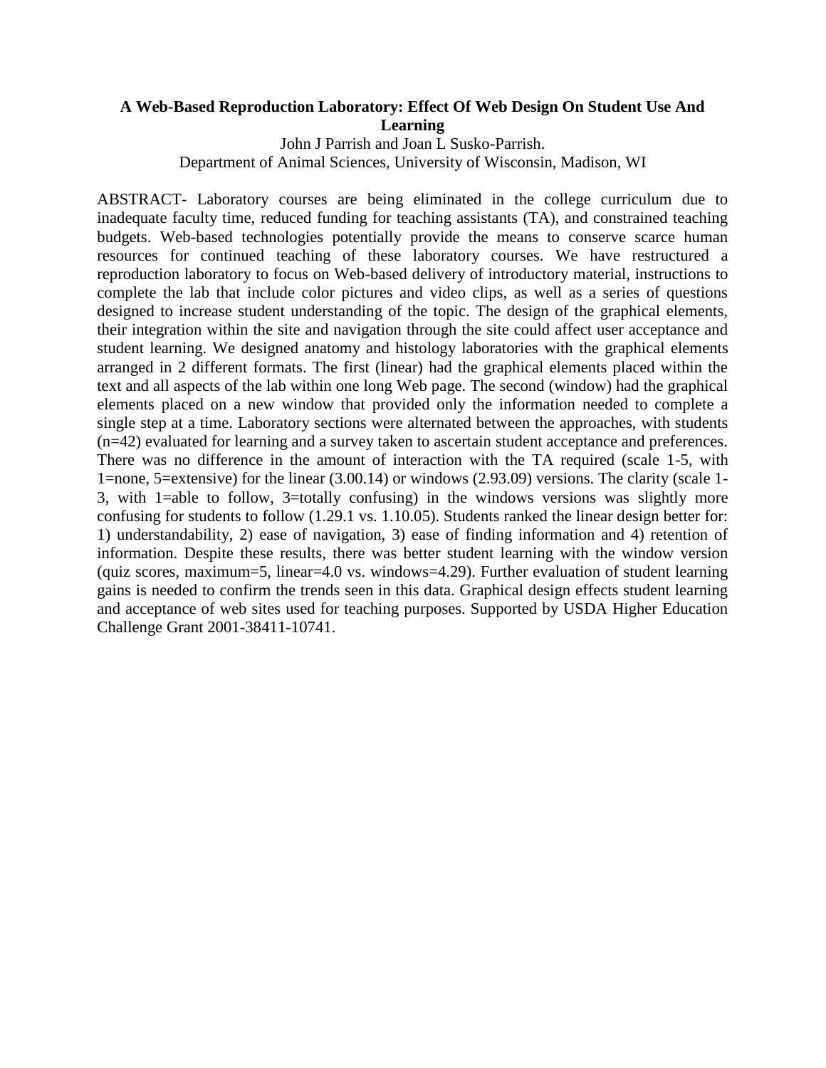**A Web-Based Reproduction Laboratory: Effect Of Web Design On Student Use And Learning**

John J Parrish and Joan L Susko-Parrish.
Department of Animal Sciences, University of Wisconsin, Madison, WI

ABSTRACT- Laboratory courses are being eliminated in the college curriculum due to inadequate faculty time, reduced funding for teaching assistants (TA), and constrained teaching budgets. Web-based technologies potentially provide the means to conserve scarce human resources for continued teaching of these laboratory courses. We have restructured a reproduction laboratory to focus on Web-based delivery of introductory material, instructions to complete the lab that include color pictures and video clips, as well as a series of questions designed to increase student understanding of the topic. The design of the graphical elements, their integration within the site and navigation through the site could affect user acceptance and student learning. We designed anatomy and histology laboratories with the graphical elements arranged in 2 different formats. The first (linear) had the graphical elements placed within the text and all aspects of the lab within one long Web page. The second (window) had the graphical elements placed on a new window that provided only the information needed to complete a single step at a time. Laboratory sections were alternated between the approaches, with students (n=42) evaluated for learning and a survey taken to ascertain student acceptance and preferences. There was no difference in the amount of interaction with the TA required (scale 1-5, with 1=none, 5=extensive) for the linear (3.00.14) or windows (2.93.09) versions. The clarity (scale 1-3, with 1=able to follow, 3=totally confusing) in the windows versions was slightly more confusing for students to follow (1.29.1 vs. 1.10.05). Students ranked the linear design better for: 1) understandability, 2) ease of navigation, 3) ease of finding information and 4) retention of information. Despite these results, there was better student learning with the window version (quiz scores, maximum=5, linear=4.0 vs. windows=4.29). Further evaluation of student learning gains is needed to confirm the trends seen in this data. Graphical design effects student learning and acceptance of web sites used for teaching purposes. Supported by USDA Higher Education Challenge Grant 2001-38411-10741.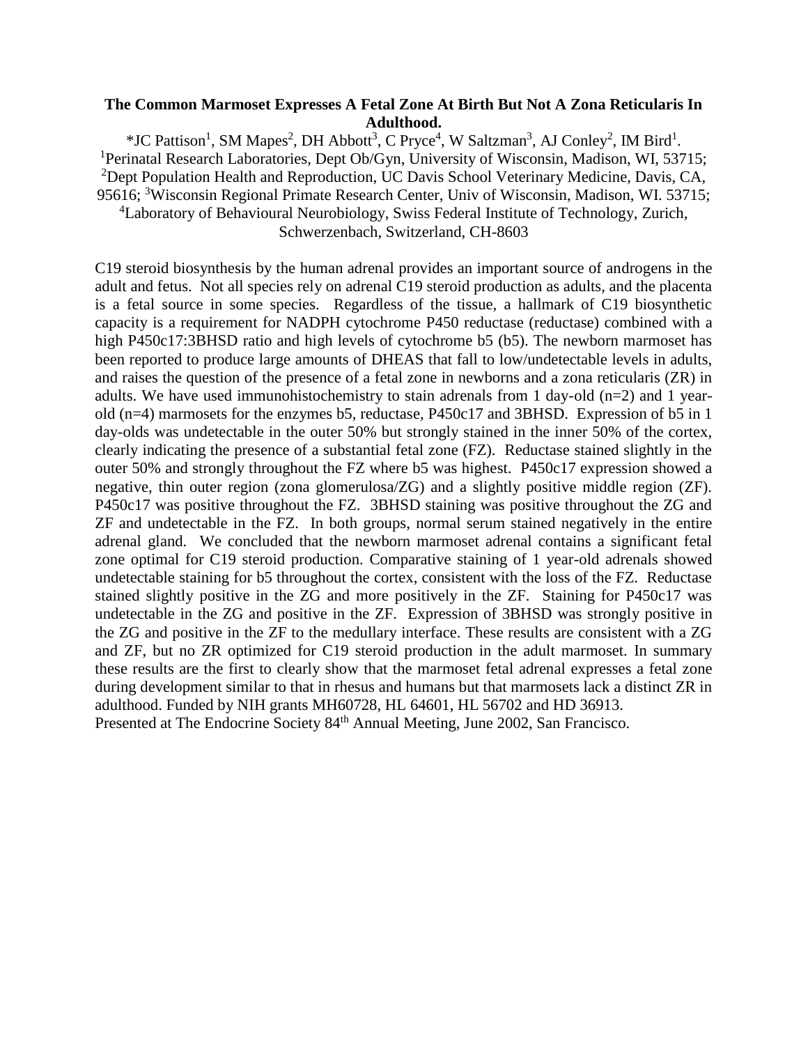**The Common Marmoset Expresses A Fetal Zone At Birth But Not A Zona Reticularis In Adulthood.**

*JC Pattison[1], SM Mapes[2], DH Abbott[3], C Pryce[4], W Saltzman[3], AJ Conley[2], IM Bird[1].
[1]Perinatal Research Laboratories, Dept Ob/Gyn, University of Wisconsin, Madison, WI, 53715; [2]Dept Population Health and Reproduction, UC Davis School Veterinary Medicine, Davis, CA, 95616; [3]Wisconsin Regional Primate Research Center, Univ of Wisconsin, Madison, WI. 53715; [4]Laboratory of Behavioural Neurobiology, Swiss Federal Institute of Technology, Zurich, Schwerzenbach, Switzerland, CH-8603

C19 steroid biosynthesis by the human adrenal provides an important source of androgens in the adult and fetus. Not all species rely on adrenal C19 steroid production as adults, and the placenta is a fetal source in some species. Regardless of the tissue, a hallmark of C19 biosynthetic capacity is a requirement for NADPH cytochrome P450 reductase (reductase) combined with a high P450c17:3BHSD ratio and high levels of cytochrome b5 (b5). The newborn marmoset has been reported to produce large amounts of DHEAS that fall to low/undetectable levels in adults, and raises the question of the presence of a fetal zone in newborns and a zona reticularis (ZR) in adults. We have used immunohistochemistry to stain adrenals from 1 day-old (n=2) and 1 year-old (n=4) marmosets for the enzymes b5, reductase, P450c17 and 3BHSD. Expression of b5 in 1 day-olds was undetectable in the outer 50% but strongly stained in the inner 50% of the cortex, clearly indicating the presence of a substantial fetal zone (FZ). Reductase stained slightly in the outer 50% and strongly throughout the FZ where b5 was highest. P450c17 expression showed a negative, thin outer region (zona glomerulosa/ZG) and a slightly positive middle region (ZF). P450c17 was positive throughout the FZ. 3BHSD staining was positive throughout the ZG and ZF and undetectable in the FZ. In both groups, normal serum stained negatively in the entire adrenal gland. We concluded that the newborn marmoset adrenal contains a significant fetal zone optimal for C19 steroid production. Comparative staining of 1 year-old adrenals showed undetectable staining for b5 throughout the cortex, consistent with the loss of the FZ. Reductase stained slightly positive in the ZG and more positively in the ZF. Staining for P450c17 was undetectable in the ZG and positive in the ZF. Expression of 3BHSD was strongly positive in the ZG and positive in the ZF to the medullary interface. These results are consistent with a ZG and ZF, but no ZR optimized for C19 steroid production in the adult marmoset. In summary these results are the first to clearly show that the marmoset fetal adrenal expresses a fetal zone during development similar to that in rhesus and humans but that marmosets lack a distinct ZR in adulthood. Funded by NIH grants MH60728, HL 64601, HL 56702 and HD 36913.
Presented at The Endocrine Society 84th Annual Meeting, June 2002, San Francisco.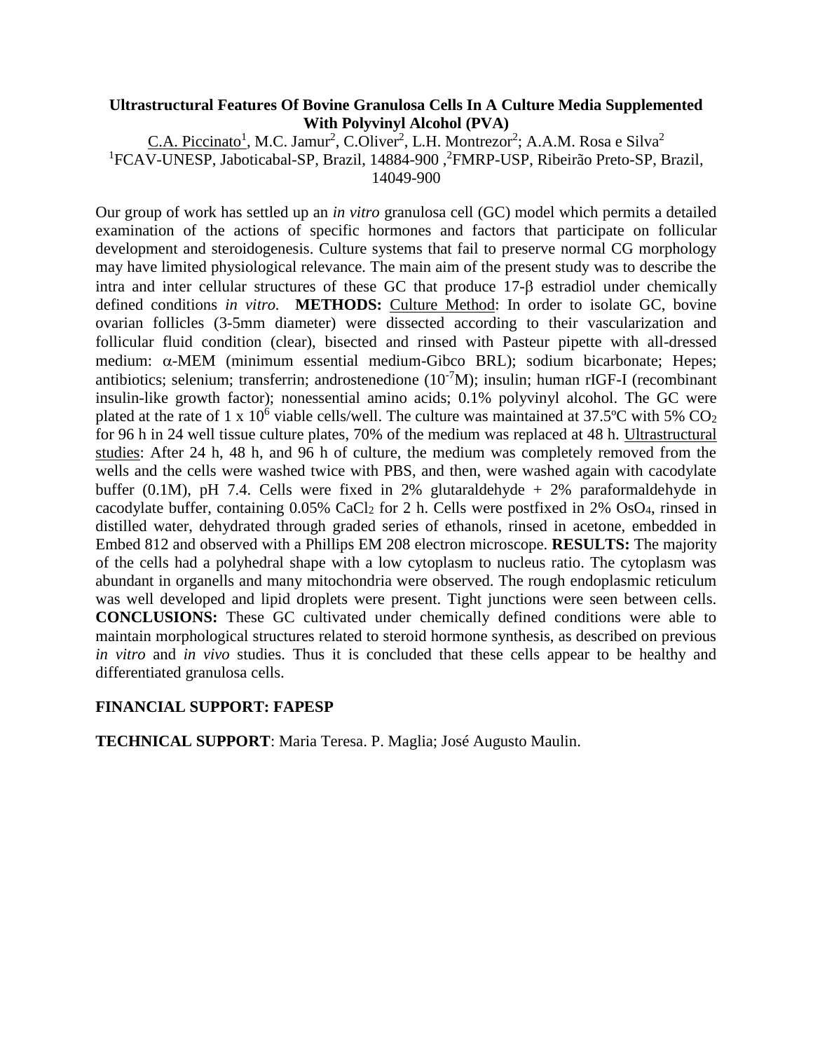**Ultrastructural Features Of Bovine Granulosa Cells In A Culture Media Supplemented With Polyvinyl Alcohol (PVA)**

C.A. Piccinato[1], M.C. Jamur[2], C.Oliver[2], L.H. Montrezor[2]; A.A.M. Rosa e Silva[2]
[1]FCAV-UNESP, Jaboticabal-SP, Brazil, 14884-900 ,[2]FMRP-USP, Ribeirão Preto-SP, Brazil, 14049-900

Our group of work has settled up an *in vitro* granulosa cell (GC) model which permits a detailed examination of the actions of specific hormones and factors that participate on follicular development and steroidogenesis. Culture systems that fail to preserve normal CG morphology may have limited physiological relevance. The main aim of the present study was to describe the intra and inter cellular structures of these GC that produce 17-β estradiol under chemically defined conditions *in vitro.* **METHODS:** Culture Method: In order to isolate GC, bovine ovarian follicles (3-5mm diameter) were dissected according to their vascularization and follicular fluid condition (clear), bisected and rinsed with Pasteur pipette with all-dressed medium: α-MEM (minimum essential medium-Gibco BRL); sodium bicarbonate; Hepes; antibiotics; selenium; transferrin; androstenedione ($10^{-7}$M); insulin; human rIGF-I (recombinant insulin-like growth factor); nonessential amino acids; 0.1% polyvinyl alcohol. The GC were plated at the rate of $1 \times 10^6$ viable cells/well. The culture was maintained at 37.5ºC with 5% $CO_2$ for 96 h in 24 well tissue culture plates, 70% of the medium was replaced at 48 h. Ultrastructural studies: After 24 h, 48 h, and 96 h of culture, the medium was completely removed from the wells and the cells were washed twice with PBS, and then, were washed again with cacodylate buffer (0.1M), pH 7.4. Cells were fixed in 2% glutaraldehyde + 2% paraformaldehyde in cacodylate buffer, containing 0.05% $CaCl_2$ for 2 h. Cells were postfixed in 2% $OsO_4$, rinsed in distilled water, dehydrated through graded series of ethanols, rinsed in acetone, embedded in Embed 812 and observed with a Phillips EM 208 electron microscope. **RESULTS:** The majority of the cells had a polyhedral shape with a low cytoplasm to nucleus ratio. The cytoplasm was abundant in organells and many mitochondria were observed. The rough endoplasmic reticulum was well developed and lipid droplets were present. Tight junctions were seen between cells. **CONCLUSIONS:** These GC cultivated under chemically defined conditions were able to maintain morphological structures related to steroid hormone synthesis, as described on previous *in vitro* and *in vivo* studies. Thus it is concluded that these cells appear to be healthy and differentiated granulosa cells.

**FINANCIAL SUPPORT: FAPESP**

**TECHNICAL SUPPORT**: Maria Teresa. P. Maglia; José Augusto Maulin.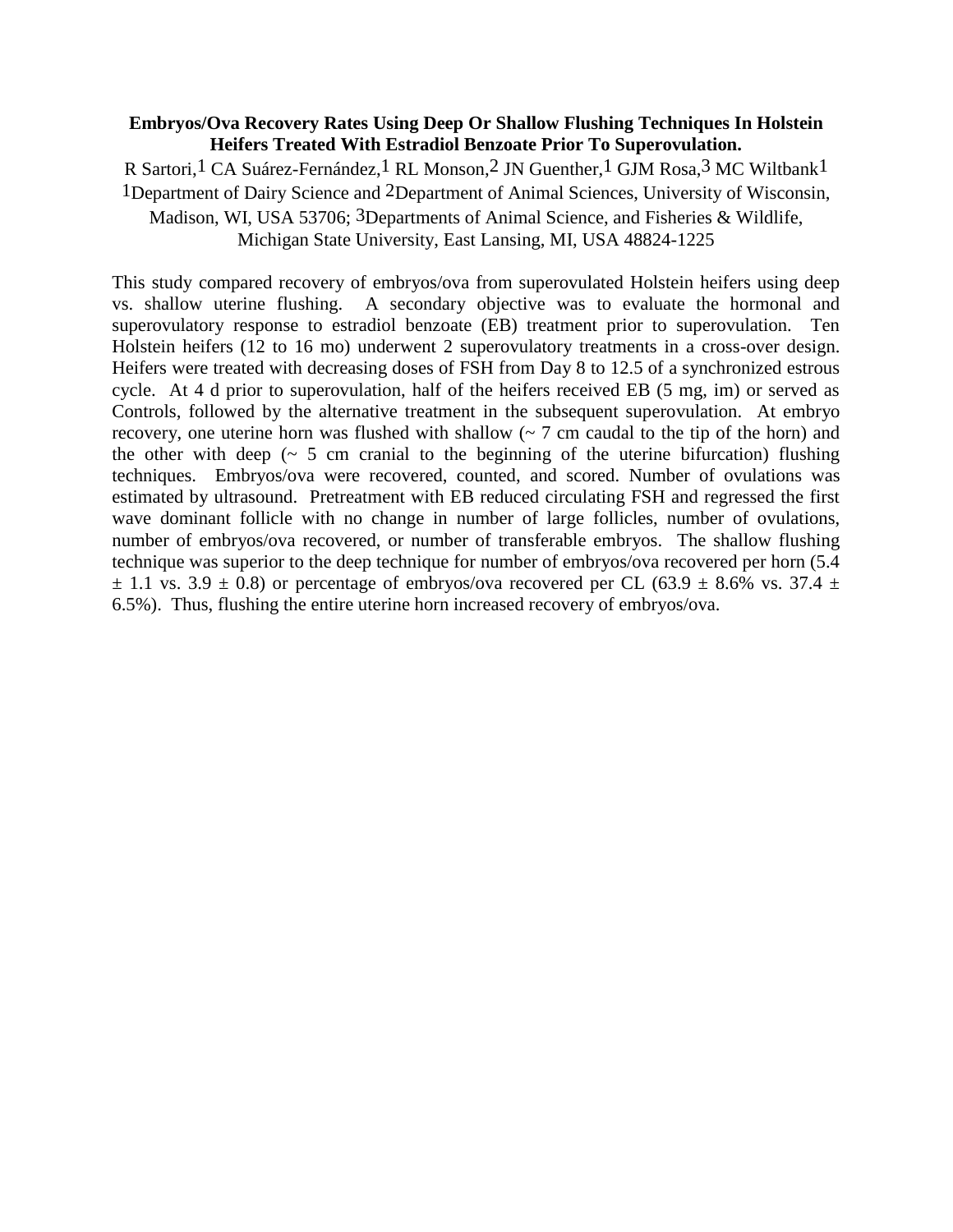**Embryos/Ova Recovery Rates Using Deep Or Shallow Flushing Techniques In Holstein Heifers Treated With Estradiol Benzoate Prior To Superovulation.**

R Sartori,[1] CA Suárez-Fernández,[1] RL Monson,[2] JN Guenther,[1] GJM Rosa,[3] MC Wiltbank[1]

[1]Department of Dairy Science and [2]Department of Animal Sciences, University of Wisconsin, Madison, WI, USA 53706; [3]Departments of Animal Science, and Fisheries & Wildlife, Michigan State University, East Lansing, MI, USA 48824-1225

This study compared recovery of embryos/ova from superovulated Holstein heifers using deep vs. shallow uterine flushing. A secondary objective was to evaluate the hormonal and superovulatory response to estradiol benzoate (EB) treatment prior to superovulation. Ten Holstein heifers (12 to 16 mo) underwent 2 superovulatory treatments in a cross-over design. Heifers were treated with decreasing doses of FSH from Day 8 to 12.5 of a synchronized estrous cycle. At 4 d prior to superovulation, half of the heifers received EB (5 mg, im) or served as Controls, followed by the alternative treatment in the subsequent superovulation. At embryo recovery, one uterine horn was flushed with shallow (~ 7 cm caudal to the tip of the horn) and the other with deep (~ 5 cm cranial to the beginning of the uterine bifurcation) flushing techniques. Embryos/ova were recovered, counted, and scored. Number of ovulations was estimated by ultrasound. Pretreatment with EB reduced circulating FSH and regressed the first wave dominant follicle with no change in number of large follicles, number of ovulations, number of embryos/ova recovered, or number of transferable embryos. The shallow flushing technique was superior to the deep technique for number of embryos/ova recovered per horn ($5.4 \pm 1.1$ vs. $3.9 \pm 0.8$) or percentage of embryos/ova recovered per CL ($63.9 \pm 8.6\%$ vs. $37.4 \pm 6.5\%$). Thus, flushing the entire uterine horn increased recovery of embryos/ova.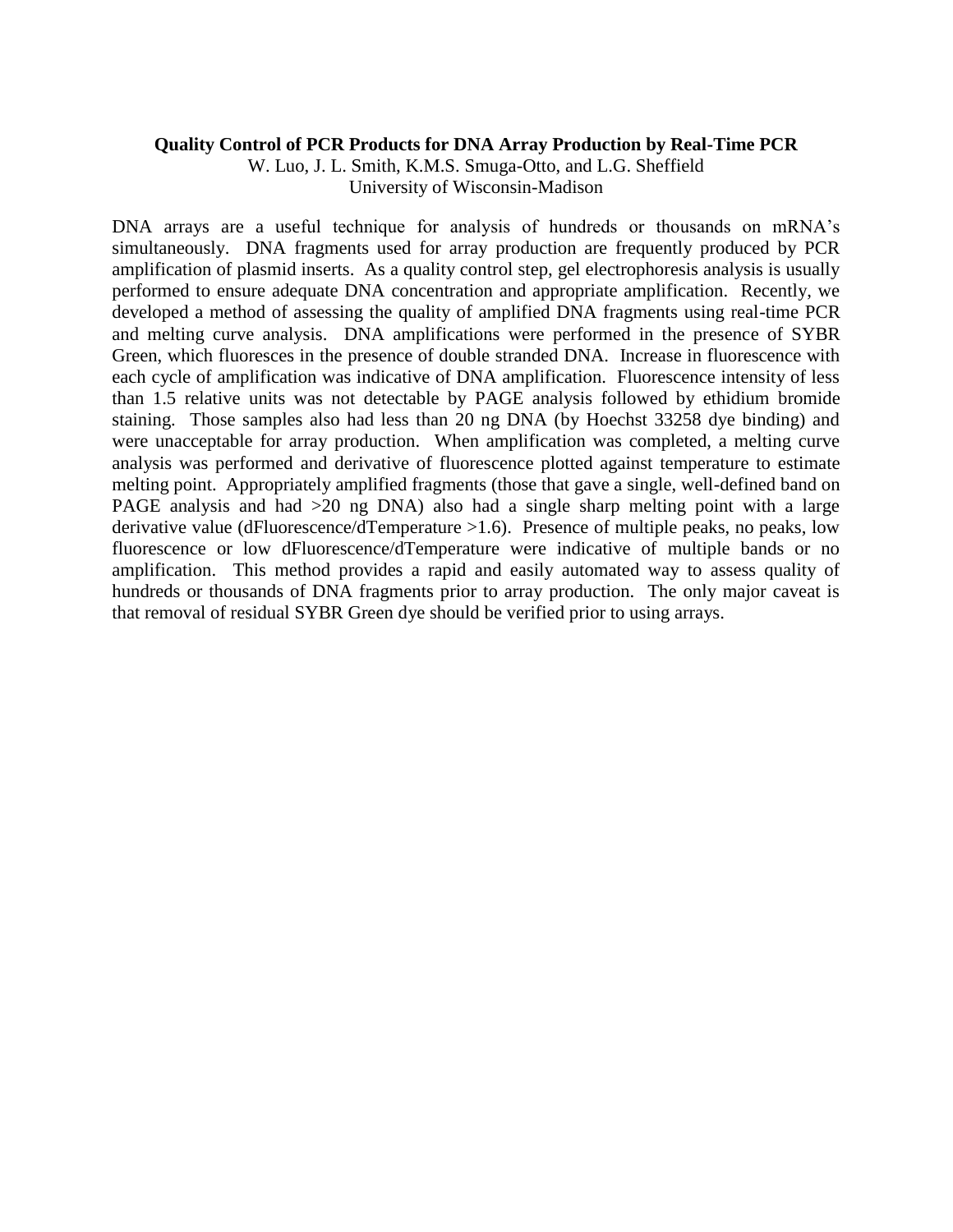**Quality Control of PCR Products for DNA Array Production by Real-Time PCR**

W. Luo, J. L. Smith, K.M.S. Smuga-Otto, and L.G. Sheffield
University of Wisconsin-Madison

DNA arrays are a useful technique for analysis of hundreds or thousands on mRNA's simultaneously. DNA fragments used for array production are frequently produced by PCR amplification of plasmid inserts. As a quality control step, gel electrophoresis analysis is usually performed to ensure adequate DNA concentration and appropriate amplification. Recently, we developed a method of assessing the quality of amplified DNA fragments using real-time PCR and melting curve analysis. DNA amplifications were performed in the presence of SYBR Green, which fluoresces in the presence of double stranded DNA. Increase in fluorescence with each cycle of amplification was indicative of DNA amplification. Fluorescence intensity of less than 1.5 relative units was not detectable by PAGE analysis followed by ethidium bromide staining. Those samples also had less than 20 ng DNA (by Hoechst 33258 dye binding) and were unacceptable for array production. When amplification was completed, a melting curve analysis was performed and derivative of fluorescence plotted against temperature to estimate melting point. Appropriately amplified fragments (those that gave a single, well-defined band on PAGE analysis and had >20 ng DNA) also had a single sharp melting point with a large derivative value (dFluorescence/dTemperature >1.6). Presence of multiple peaks, no peaks, low fluorescence or low dFluorescence/dTemperature were indicative of multiple bands or no amplification. This method provides a rapid and easily automated way to assess quality of hundreds or thousands of DNA fragments prior to array production. The only major caveat is that removal of residual SYBR Green dye should be verified prior to using arrays.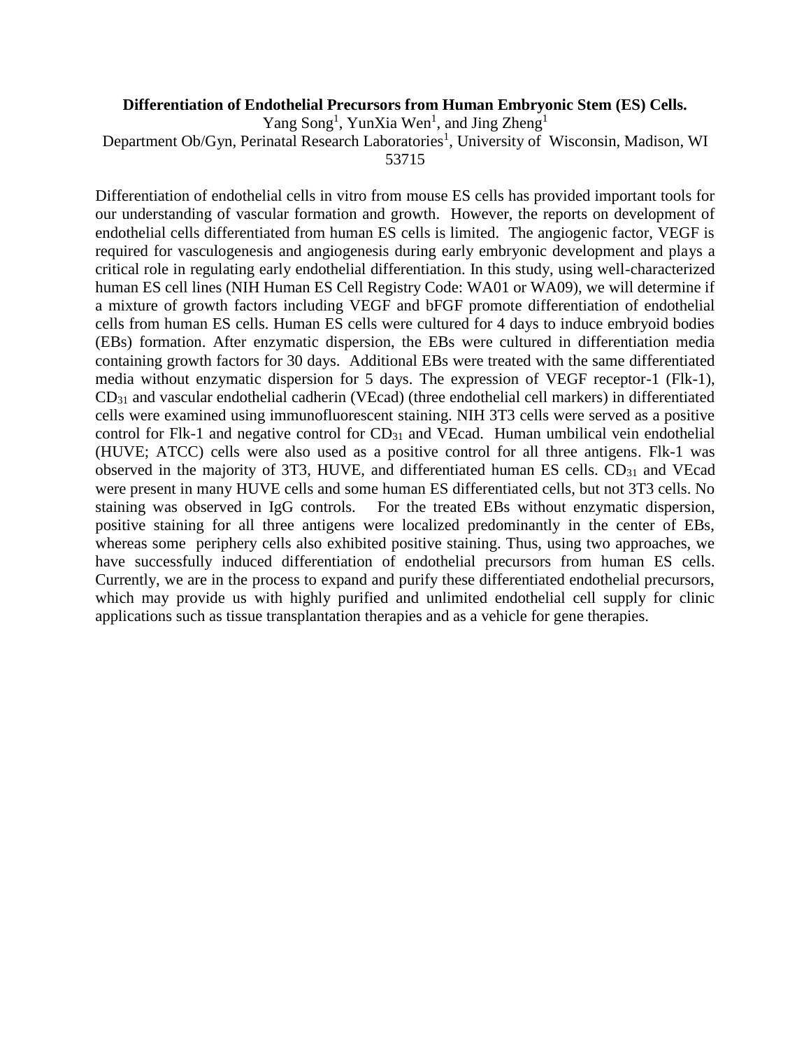**Differentiation of Endothelial Precursors from Human Embryonic Stem (ES) Cells.**

Yang Song[1], YunXia Wen[1], and Jing Zheng[1]

Department Ob/Gyn, Perinatal Research Laboratories[1], University of Wisconsin, Madison, WI 53715

Differentiation of endothelial cells in vitro from mouse ES cells has provided important tools for our understanding of vascular formation and growth. However, the reports on development of endothelial cells differentiated from human ES cells is limited. The angiogenic factor, VEGF is required for vasculogenesis and angiogenesis during early embryonic development and plays a critical role in regulating early endothelial differentiation. In this study, using well-characterized human ES cell lines (NIH Human ES Cell Registry Code: WA01 or WA09), we will determine if a mixture of growth factors including VEGF and bFGF promote differentiation of endothelial cells from human ES cells. Human ES cells were cultured for 4 days to induce embryoid bodies (EBs) formation. After enzymatic dispersion, the EBs were cultured in differentiation media containing growth factors for 30 days. Additional EBs were treated with the same differentiated media without enzymatic dispersion for 5 days. The expression of VEGF receptor-1 (Flk-1), $CD_{31}$ and vascular endothelial cadherin (VEcad) (three endothelial cell markers) in differentiated cells were examined using immunofluorescent staining. NIH 3T3 cells were served as a positive control for Flk-1 and negative control for $CD_{31}$ and VEcad. Human umbilical vein endothelial (HUVE; ATCC) cells were also used as a positive control for all three antigens. Flk-1 was observed in the majority of 3T3, HUVE, and differentiated human ES cells. $CD_{31}$ and VEcad were present in many HUVE cells and some human ES differentiated cells, but not 3T3 cells. No staining was observed in IgG controls. For the treated EBs without enzymatic dispersion, positive staining for all three antigens were localized predominantly in the center of EBs, whereas some periphery cells also exhibited positive staining. Thus, using two approaches, we have successfully induced differentiation of endothelial precursors from human ES cells. Currently, we are in the process to expand and purify these differentiated endothelial precursors, which may provide us with highly purified and unlimited endothelial cell supply for clinic applications such as tissue transplantation therapies and as a vehicle for gene therapies.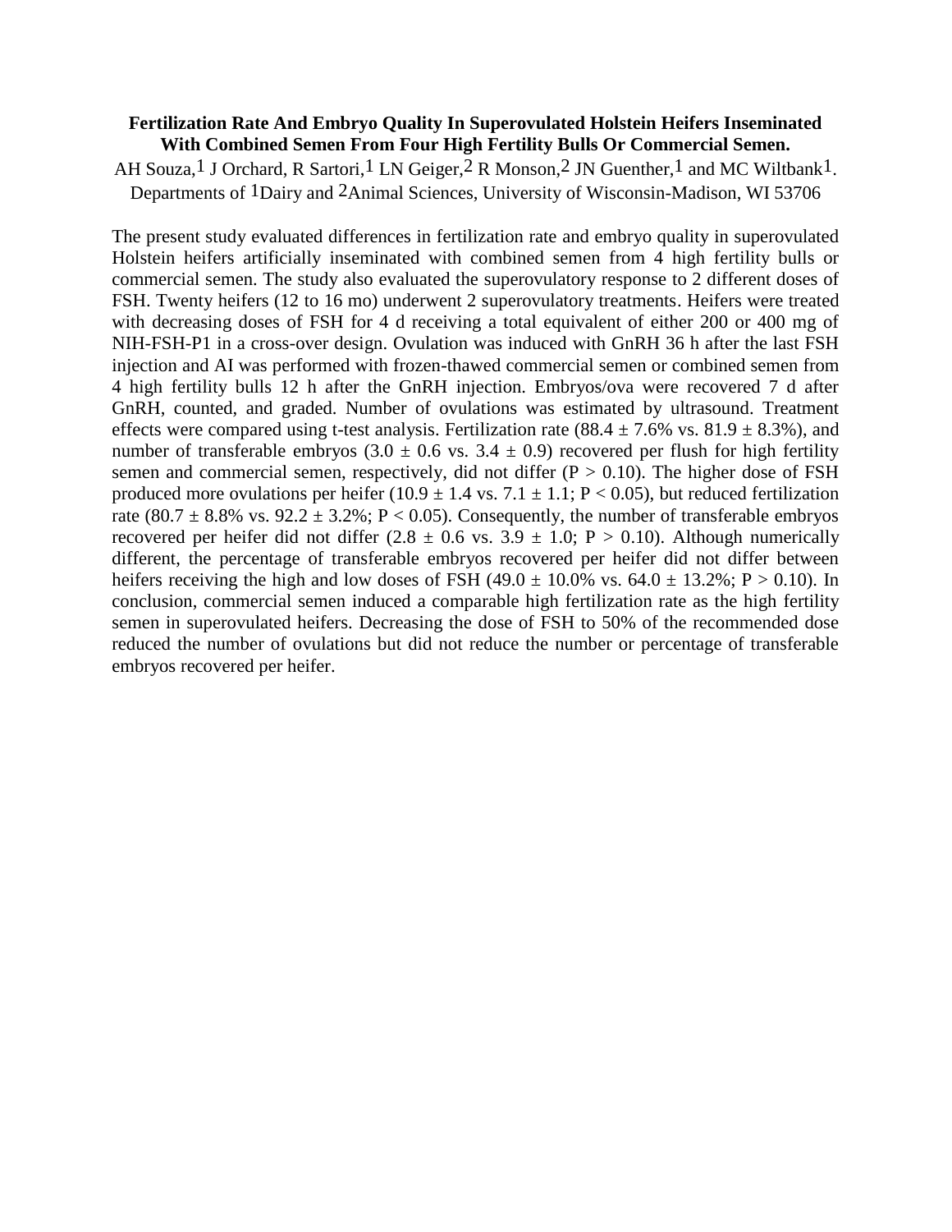**Fertilization Rate And Embryo Quality In Superovulated Holstein Heifers Inseminated With Combined Semen From Four High Fertility Bulls Or Commercial Semen.**

AH Souza,[1] J Orchard, R Sartori,[1] LN Geiger,[2] R Monson,[2] JN Guenther,[1] and MC Wiltbank[1]. Departments of [1]Dairy and [2]Animal Sciences, University of Wisconsin-Madison, WI 53706

The present study evaluated differences in fertilization rate and embryo quality in superovulated Holstein heifers artificially inseminated with combined semen from 4 high fertility bulls or commercial semen. The study also evaluated the superovulatory response to 2 different doses of FSH. Twenty heifers (12 to 16 mo) underwent 2 superovulatory treatments. Heifers were treated with decreasing doses of FSH for 4 d receiving a total equivalent of either 200 or 400 mg of NIH-FSH-P1 in a cross-over design. Ovulation was induced with GnRH 36 h after the last FSH injection and AI was performed with frozen-thawed commercial semen or combined semen from 4 high fertility bulls 12 h after the GnRH injection. Embryos/ova were recovered 7 d after GnRH, counted, and graded. Number of ovulations was estimated by ultrasound. Treatment effects were compared using t-test analysis. Fertilization rate ($88.4 \pm 7.6\%$ vs. $81.9 \pm 8.3\%$), and number of transferable embryos ($3.0 \pm 0.6$ vs. $3.4 \pm 0.9$) recovered per flush for high fertility semen and commercial semen, respectively, did not differ ($P > 0.10$). The higher dose of FSH produced more ovulations per heifer ($10.9 \pm 1.4$ vs. $7.1 \pm 1.1$; $P < 0.05$), but reduced fertilization rate ($80.7 \pm 8.8\%$ vs. $92.2 \pm 3.2\%$; $P < 0.05$). Consequently, the number of transferable embryos recovered per heifer did not differ ($2.8 \pm 0.6$ vs. $3.9 \pm 1.0$; $P > 0.10$). Although numerically different, the percentage of transferable embryos recovered per heifer did not differ between heifers receiving the high and low doses of FSH ($49.0 \pm 10.0\%$ vs. $64.0 \pm 13.2\%$; $P > 0.10$). In conclusion, commercial semen induced a comparable high fertilization rate as the high fertility semen in superovulated heifers. Decreasing the dose of FSH to 50% of the recommended dose reduced the number of ovulations but did not reduce the number or percentage of transferable embryos recovered per heifer.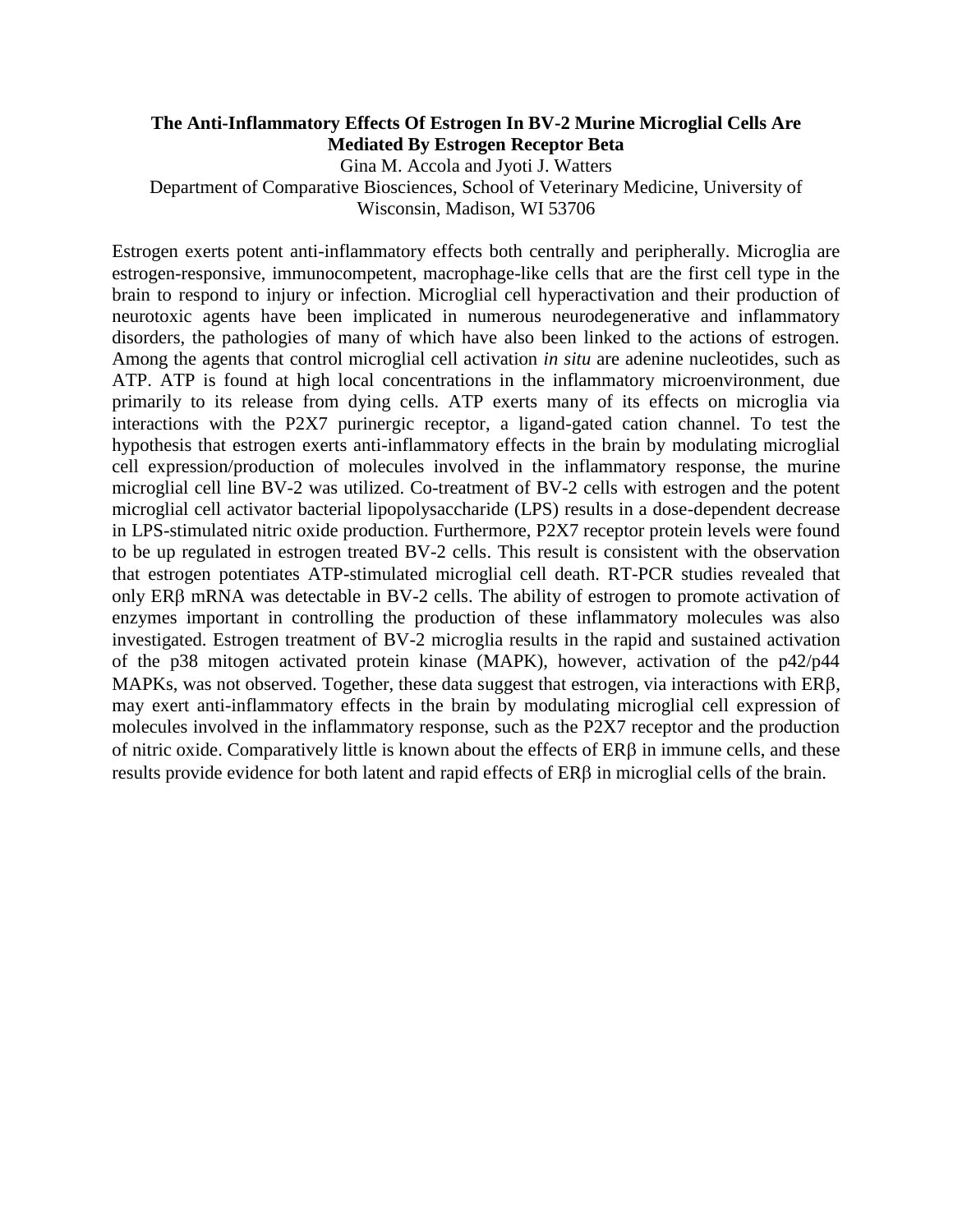**The Anti-Inflammatory Effects Of Estrogen In BV-2 Murine Microglial Cells Are Mediated By Estrogen Receptor Beta**

Gina M. Accola and Jyoti J. Watters

Department of Comparative Biosciences, School of Veterinary Medicine, University of Wisconsin, Madison, WI 53706

Estrogen exerts potent anti-inflammatory effects both centrally and peripherally. Microglia are estrogen-responsive, immunocompetent, macrophage-like cells that are the first cell type in the brain to respond to injury or infection. Microglial cell hyperactivation and their production of neurotoxic agents have been implicated in numerous neurodegenerative and inflammatory disorders, the pathologies of many of which have also been linked to the actions of estrogen. Among the agents that control microglial cell activation *in situ* are adenine nucleotides, such as ATP. ATP is found at high local concentrations in the inflammatory microenvironment, due primarily to its release from dying cells. ATP exerts many of its effects on microglia via interactions with the P2X7 purinergic receptor, a ligand-gated cation channel. To test the hypothesis that estrogen exerts anti-inflammatory effects in the brain by modulating microglial cell expression/production of molecules involved in the inflammatory response, the murine microglial cell line BV-2 was utilized. Co-treatment of BV-2 cells with estrogen and the potent microglial cell activator bacterial lipopolysaccharide (LPS) results in a dose-dependent decrease in LPS-stimulated nitric oxide production. Furthermore, P2X7 receptor protein levels were found to be up regulated in estrogen treated BV-2 cells. This result is consistent with the observation that estrogen potentiates ATP-stimulated microglial cell death. RT-PCR studies revealed that only ERβ mRNA was detectable in BV-2 cells. The ability of estrogen to promote activation of enzymes important in controlling the production of these inflammatory molecules was also investigated. Estrogen treatment of BV-2 microglia results in the rapid and sustained activation of the p38 mitogen activated protein kinase (MAPK), however, activation of the p42/p44 MAPKs, was not observed. Together, these data suggest that estrogen, via interactions with ERβ, may exert anti-inflammatory effects in the brain by modulating microglial cell expression of molecules involved in the inflammatory response, such as the P2X7 receptor and the production of nitric oxide. Comparatively little is known about the effects of ERβ in immune cells, and these results provide evidence for both latent and rapid effects of ERβ in microglial cells of the brain.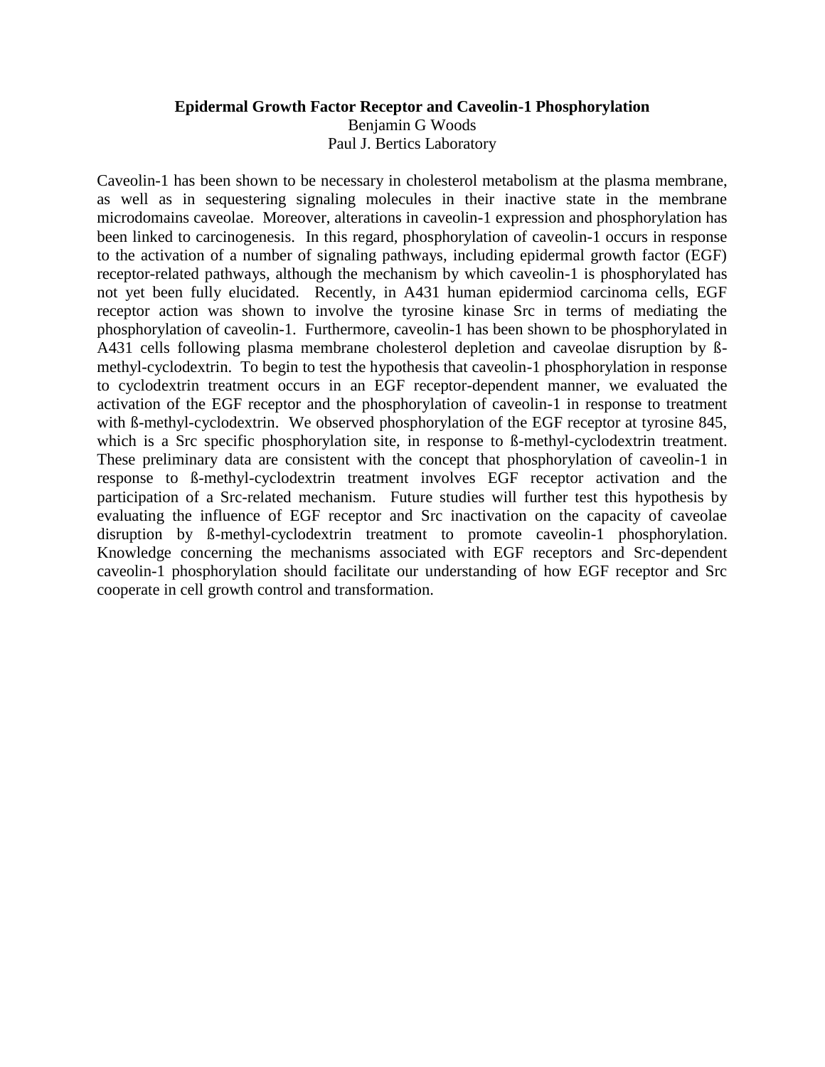**Epidermal Growth Factor Receptor and Caveolin-1 Phosphorylation**

Benjamin G Woods

Paul J. Bertics Laboratory

Caveolin-1 has been shown to be necessary in cholesterol metabolism at the plasma membrane, as well as in sequestering signaling molecules in their inactive state in the membrane microdomains caveolae. Moreover, alterations in caveolin-1 expression and phosphorylation has been linked to carcinogenesis. In this regard, phosphorylation of caveolin-1 occurs in response to the activation of a number of signaling pathways, including epidermal growth factor (EGF) receptor-related pathways, although the mechanism by which caveolin-1 is phosphorylated has not yet been fully elucidated. Recently, in A431 human epidermiod carcinoma cells, EGF receptor action was shown to involve the tyrosine kinase Src in terms of mediating the phosphorylation of caveolin-1. Furthermore, caveolin-1 has been shown to be phosphorylated in A431 cells following plasma membrane cholesterol depletion and caveolae disruption by ß-methyl-cyclodextrin. To begin to test the hypothesis that caveolin-1 phosphorylation in response to cyclodextrin treatment occurs in an EGF receptor-dependent manner, we evaluated the activation of the EGF receptor and the phosphorylation of caveolin-1 in response to treatment with ß-methyl-cyclodextrin. We observed phosphorylation of the EGF receptor at tyrosine 845, which is a Src specific phosphorylation site, in response to ß-methyl-cyclodextrin treatment. These preliminary data are consistent with the concept that phosphorylation of caveolin-1 in response to ß-methyl-cyclodextrin treatment involves EGF receptor activation and the participation of a Src-related mechanism. Future studies will further test this hypothesis by evaluating the influence of EGF receptor and Src inactivation on the capacity of caveolae disruption by ß-methyl-cyclodextrin treatment to promote caveolin-1 phosphorylation. Knowledge concerning the mechanisms associated with EGF receptors and Src-dependent caveolin-1 phosphorylation should facilitate our understanding of how EGF receptor and Src cooperate in cell growth control and transformation.